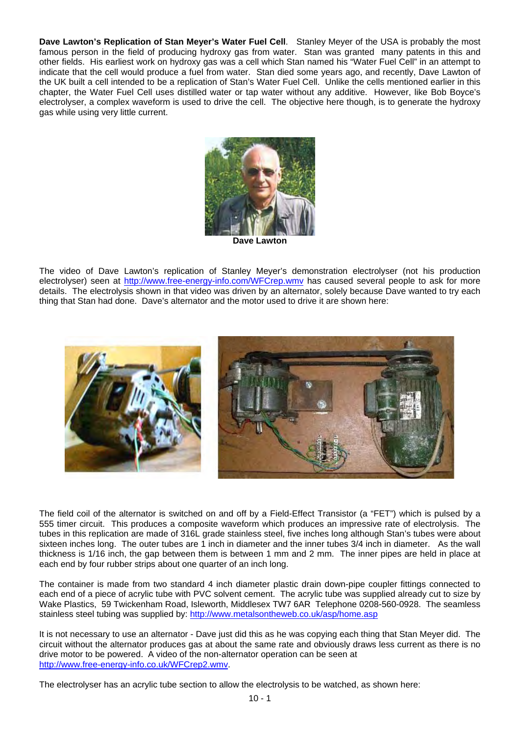**Dave Lawton's Replication of Stan Meyer's Water Fuel Cell**. Stanley Meyer of the USA is probably the most famous person in the field of producing hydroxy gas from water. Stan was granted many patents in this and other fields. His earliest work on hydroxy gas was a cell which Stan named his "Water Fuel Cell" in an attempt to indicate that the cell would produce a fuel from water. Stan died some years ago, and recently, Dave Lawton of the UK built a cell intended to be a replication of Stan's Water Fuel Cell. Unlike the cells mentioned earlier in this chapter, the Water Fuel Cell uses distilled water or tap water without any additive. However, like Bob Boyce's electrolyser, a complex waveform is used to drive the cell. The objective here though, is to generate the hydroxy gas while using very little current.

**Dave Lawton**

The video of Dave Lawton's replication of Stanley Meyer's demonstration electrolyser (not his production electrolyser) seen at http://www.free-energy-info.com/WFCrep.wmv has caused several people to ask for more details. The electrolysis shown in that video was driven by an alternator, solely because Dave wanted to try each thing that Stan had done. Dave's alternator and the motor used to drive it are shown here:

The field coil of the alternator is switched on and off by a Field-Effect Transistor (a "FET") which is pulsed by a 555 timer circuit. This produces a composite waveform which produces an impressive rate of electrolysis. The tubes in this replication are made of 316L grade stainless steel, five inches long although Stan's tubes were about sixteen inches long. The outer tubes are 1 inch in diameter and the inner tubes 3/4 inch in diameter. As the wall thickness is 1/16 inch, the gap between them is between 1 mm and 2 mm. The inner pipes are held in place at each end by four rubber strips about one quarter of an inch long.

The container is made from two standard 4 inch diameter plastic drain down-pipe coupler fittings connected to each end of a piece of acrylic tube with PVC solvent cement. The acrylic tube was supplied already cut to size by Wake Plastics, 59 Twickenham Road, Isleworth, Middlesex TW7 6AR Telephone 0208-560-0928. The seamless stainless steel tubing was supplied by: http://www.metalsontheweb.co.uk/asp/home.asp

It is not necessary to use an alternator - Dave just did this as he was copying each thing that Stan Meyer did. The circuit without the alternator produces gas at about the same rate and obviously draws less current as there is no drive motor to be powered. A video of the non-alternator operation can be seen at http://www.free-energy-info.co.uk/WFCrep2.wmv.

The electrolyser has an acrylic tube section to allow the electrolysis to be watched, as shown here: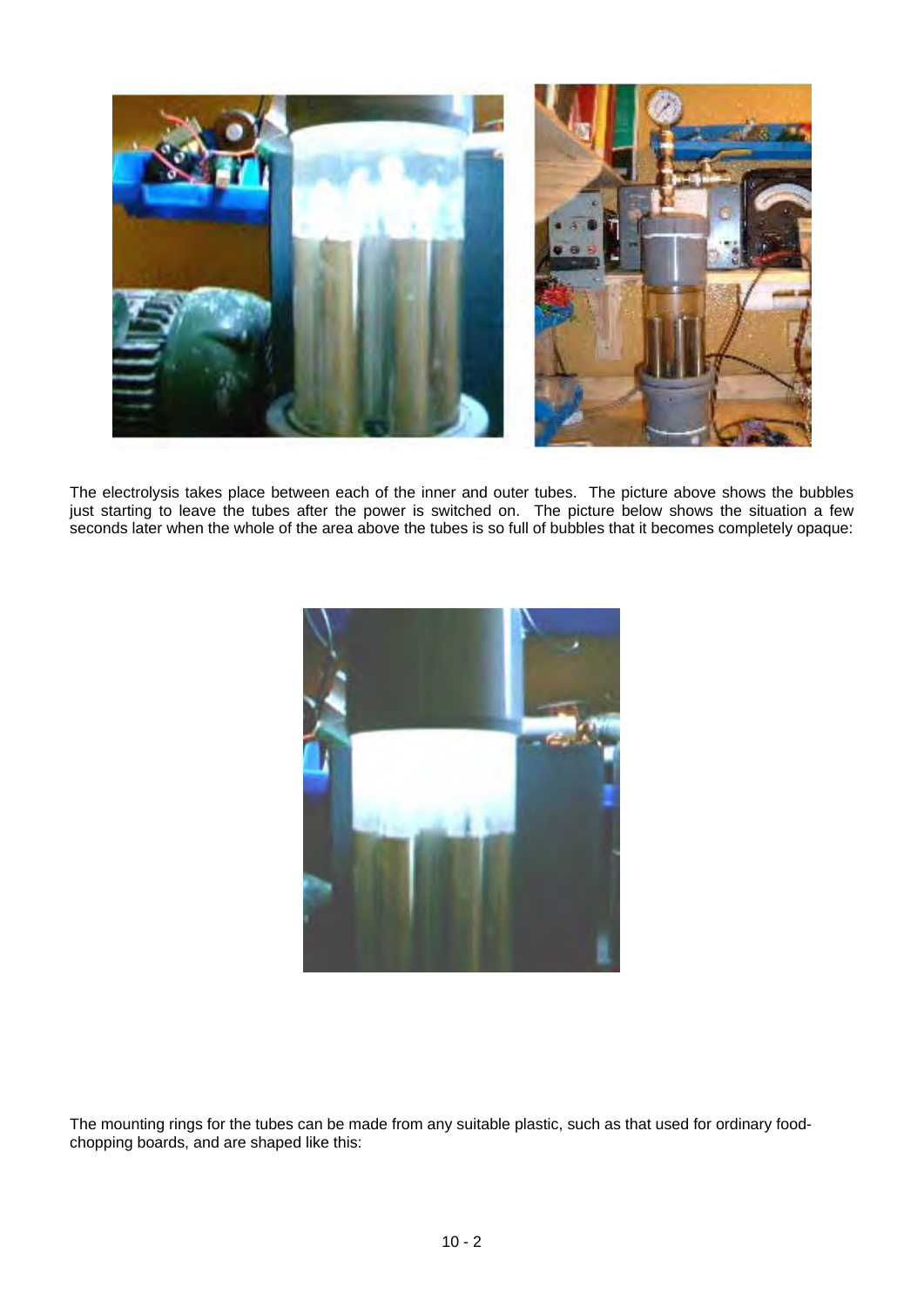The electrolysis takes place between each of the inner and outer tubes. The picture above shows the bubbles just starting to leave the tubes after the power is switched on. The picture below shows the situation a few seconds later when the whole of the area above the tubes is so full of bubbles that it becomes completely opaque:

The mounting rings for the tubes can be made from any suitable plastic, such as that used for ordinary food-chopping boards, and are shaped like this: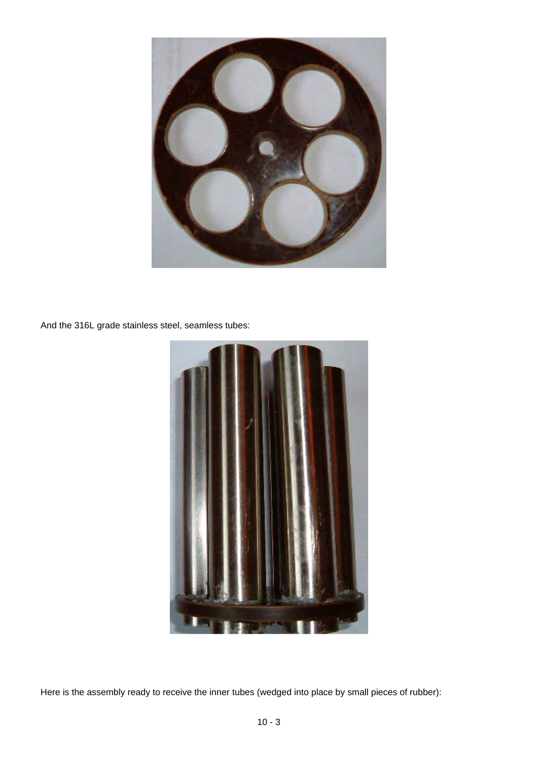And the 316L grade stainless steel, seamless tubes:

Here is the assembly ready to receive the inner tubes (wedged into place by small pieces of rubber):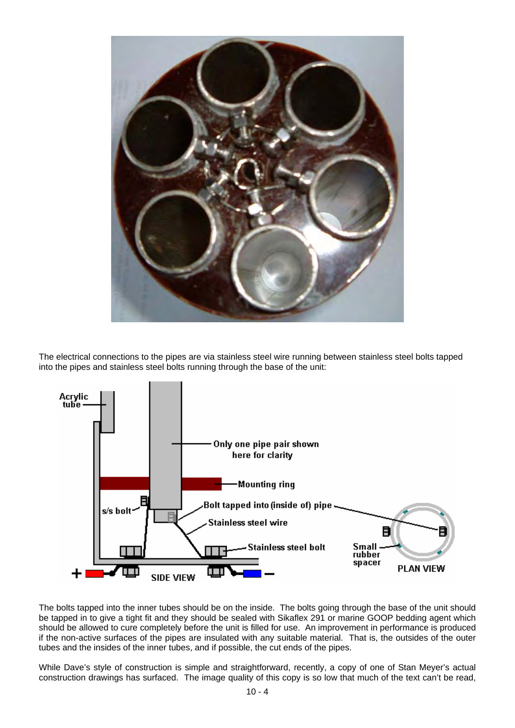The electrical connections to the pipes are via stainless steel wire running between stainless steel bolts tapped into the pipes and stainless steel bolts running through the base of the unit:

The bolts tapped into the inner tubes should be on the inside. The bolts going through the base of the unit should be tapped in to give a tight fit and they should be sealed with Sikaflex 291 or marine GOOP bedding agent which should be allowed to cure completely before the unit is filled for use. An improvement in performance is produced if the non-active surfaces of the pipes are insulated with any suitable material. That is, the outsides of the outer tubes and the insides of the inner tubes, and if possible, the cut ends of the pipes.

While Dave's style of construction is simple and straightforward, recently, a copy of one of Stan Meyer's actual construction drawings has surfaced. The image quality of this copy is so low that much of the text can't be read,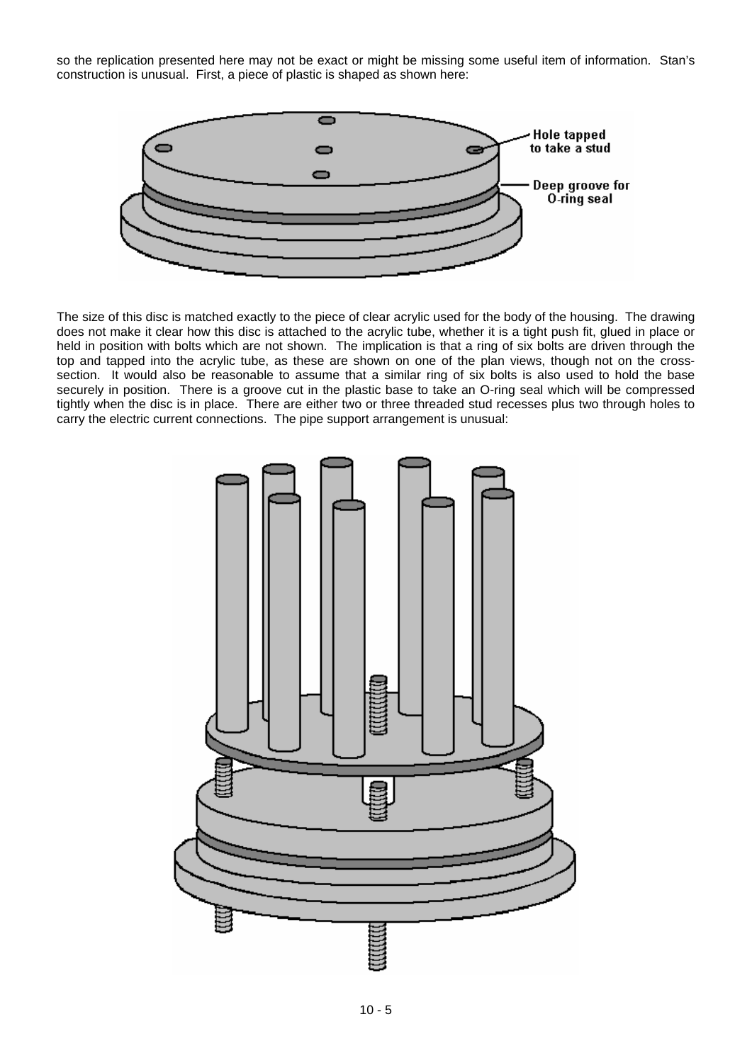so the replication presented here may not be exact or might be missing some useful item of information. Stan's construction is unusual. First, a piece of plastic is shaped as shown here:

Hole tapped to take a stud

Deep groove for O-ring seal

The size of this disc is matched exactly to the piece of clear acrylic used for the body of the housing. The drawing does not make it clear how this disc is attached to the acrylic tube, whether it is a tight push fit, glued in place or held in position with bolts which are not shown. The implication is that a ring of six bolts are driven through the top and tapped into the acrylic tube, as these are shown on one of the plan views, though not on the cross-section. It would also be reasonable to assume that a similar ring of six bolts is also used to hold the base securely in position. There is a groove cut in the plastic base to take an O-ring seal which will be compressed tightly when the disc is in place. There are either two or three threaded stud recesses plus two through holes to carry the electric current connections. The pipe support arrangement is unusual: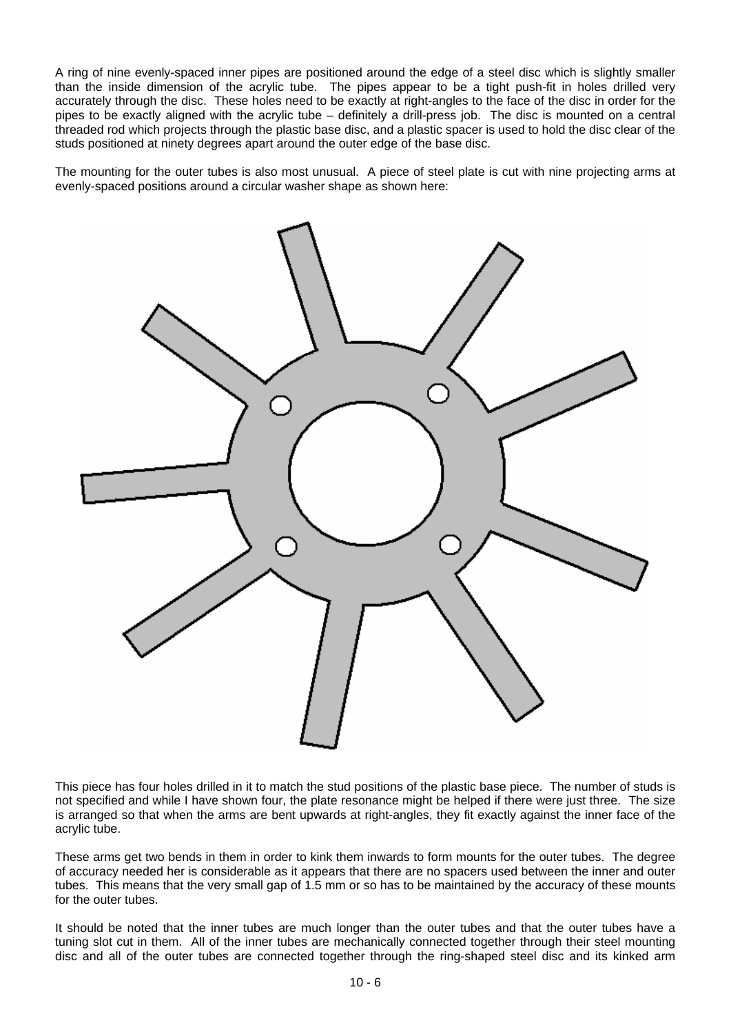A ring of nine evenly-spaced inner pipes are positioned around the edge of a steel disc which is slightly smaller than the inside dimension of the acrylic tube. The pipes appear to be a tight push-fit in holes drilled very accurately through the disc. These holes need to be exactly at right-angles to the face of the disc in order for the pipes to be exactly aligned with the acrylic tube – definitely a drill-press job. The disc is mounted on a central threaded rod which projects through the plastic base disc, and a plastic spacer is used to hold the disc clear of the studs positioned at ninety degrees apart around the outer edge of the base disc.

The mounting for the outer tubes is also most unusual. A piece of steel plate is cut with nine projecting arms at evenly-spaced positions around a circular washer shape as shown here:

This piece has four holes drilled in it to match the stud positions of the plastic base piece. The number of studs is not specified and while I have shown four, the plate resonance might be helped if there were just three. The size is arranged so that when the arms are bent upwards at right-angles, they fit exactly against the inner face of the acrylic tube.

These arms get two bends in them in order to kink them inwards to form mounts for the outer tubes. The degree of accuracy needed her is considerable as it appears that there are no spacers used between the inner and outer tubes. This means that the very small gap of 1.5 mm or so has to be maintained by the accuracy of these mounts for the outer tubes.

It should be noted that the inner tubes are much longer than the outer tubes and that the outer tubes have a tuning slot cut in them. All of the inner tubes are mechanically connected together through their steel mounting disc and all of the outer tubes are connected together through the ring-shaped steel disc and its kinked arm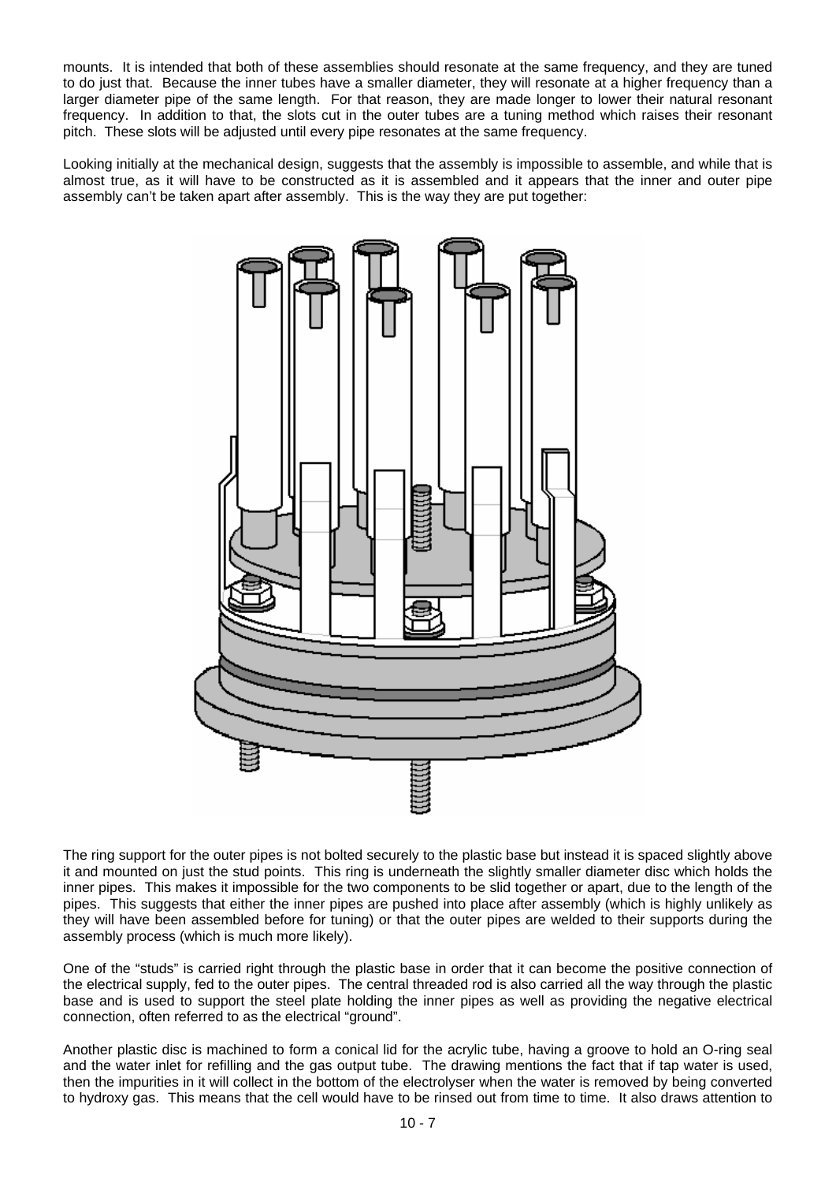mounts. It is intended that both of these assemblies should resonate at the same frequency, and they are tuned to do just that. Because the inner tubes have a smaller diameter, they will resonate at a higher frequency than a larger diameter pipe of the same length. For that reason, they are made longer to lower their natural resonant frequency. In addition to that, the slots cut in the outer tubes are a tuning method which raises their resonant pitch. These slots will be adjusted until every pipe resonates at the same frequency.

Looking initially at the mechanical design, suggests that the assembly is impossible to assemble, and while that is almost true, as it will have to be constructed as it is assembled and it appears that the inner and outer pipe assembly can't be taken apart after assembly. This is the way they are put together:

The ring support for the outer pipes is not bolted securely to the plastic base but instead it is spaced slightly above it and mounted on just the stud points. This ring is underneath the slightly smaller diameter disc which holds the inner pipes. This makes it impossible for the two components to be slid together or apart, due to the length of the pipes. This suggests that either the inner pipes are pushed into place after assembly (which is highly unlikely as they will have been assembled before for tuning) or that the outer pipes are welded to their supports during the assembly process (which is much more likely).

One of the "studs" is carried right through the plastic base in order that it can become the positive connection of the electrical supply, fed to the outer pipes. The central threaded rod is also carried all the way through the plastic base and is used to support the steel plate holding the inner pipes as well as providing the negative electrical connection, often referred to as the electrical "ground".

Another plastic disc is machined to form a conical lid for the acrylic tube, having a groove to hold an O-ring seal and the water inlet for refilling and the gas output tube. The drawing mentions the fact that if tap water is used, then the impurities in it will collect in the bottom of the electrolyser when the water is removed by being converted to hydroxy gas. This means that the cell would have to be rinsed out from time to time. It also draws attention to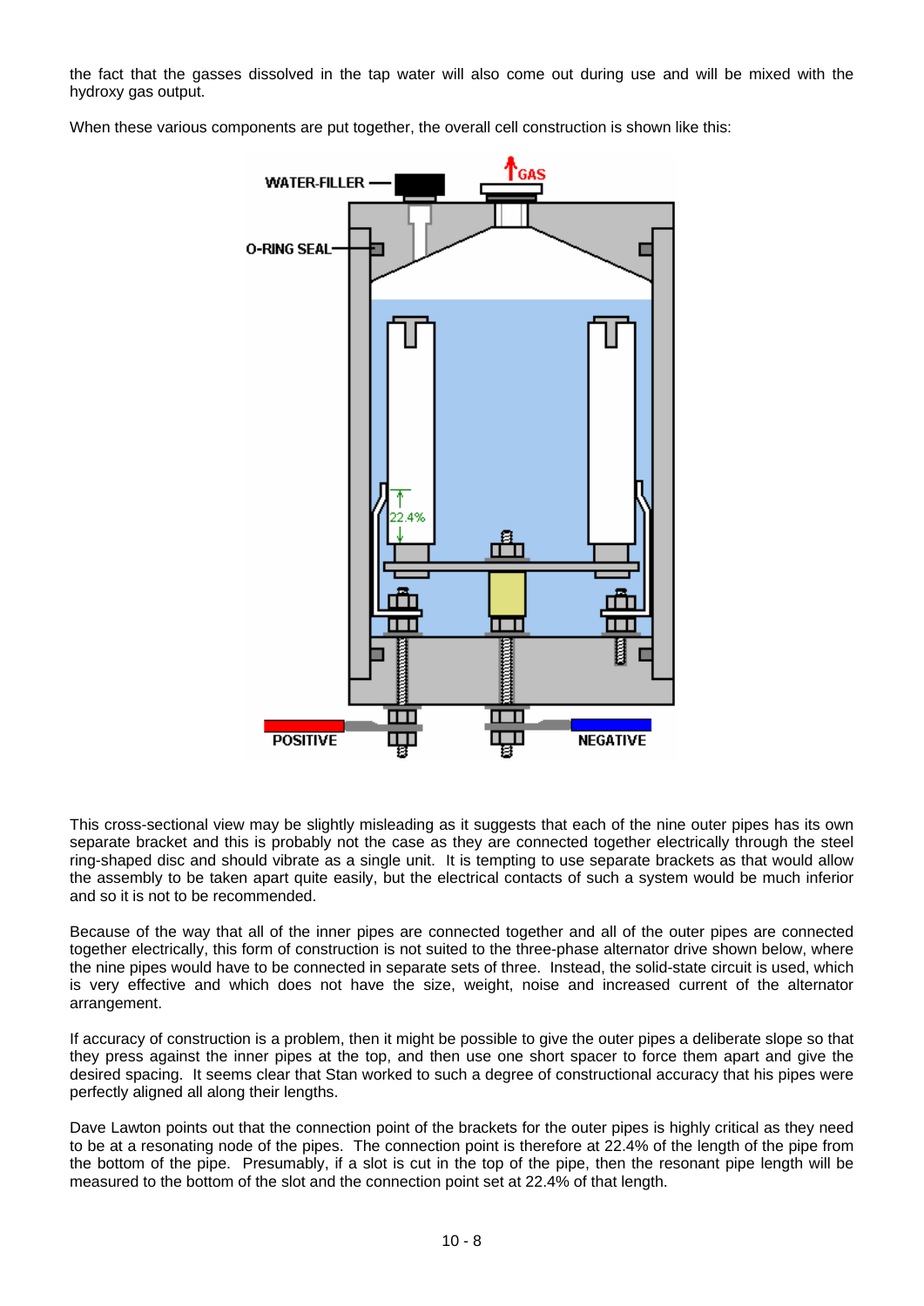the fact that the gasses dissolved in the tap water will also come out during use and will be mixed with the hydroxy gas output.

When these various components are put together, the overall cell construction is shown like this:

This cross-sectional view may be slightly misleading as it suggests that each of the nine outer pipes has its own separate bracket and this is probably not the case as they are connected together electrically through the steel ring-shaped disc and should vibrate as a single unit. It is tempting to use separate brackets as that would allow the assembly to be taken apart quite easily, but the electrical contacts of such a system would be much inferior and so it is not to be recommended.

Because of the way that all of the inner pipes are connected together and all of the outer pipes are connected together electrically, this form of construction is not suited to the three-phase alternator drive shown below, where the nine pipes would have to be connected in separate sets of three. Instead, the solid-state circuit is used, which is very effective and which does not have the size, weight, noise and increased current of the alternator arrangement.

If accuracy of construction is a problem, then it might be possible to give the outer pipes a deliberate slope so that they press against the inner pipes at the top, and then use one short spacer to force them apart and give the desired spacing. It seems clear that Stan worked to such a degree of constructional accuracy that his pipes were perfectly aligned all along their lengths.

Dave Lawton points out that the connection point of the brackets for the outer pipes is highly critical as they need to be at a resonating node of the pipes. The connection point is therefore at 22.4% of the length of the pipe from the bottom of the pipe. Presumably, if a slot is cut in the top of the pipe, then the resonant pipe length will be measured to the bottom of the slot and the connection point set at 22.4% of that length.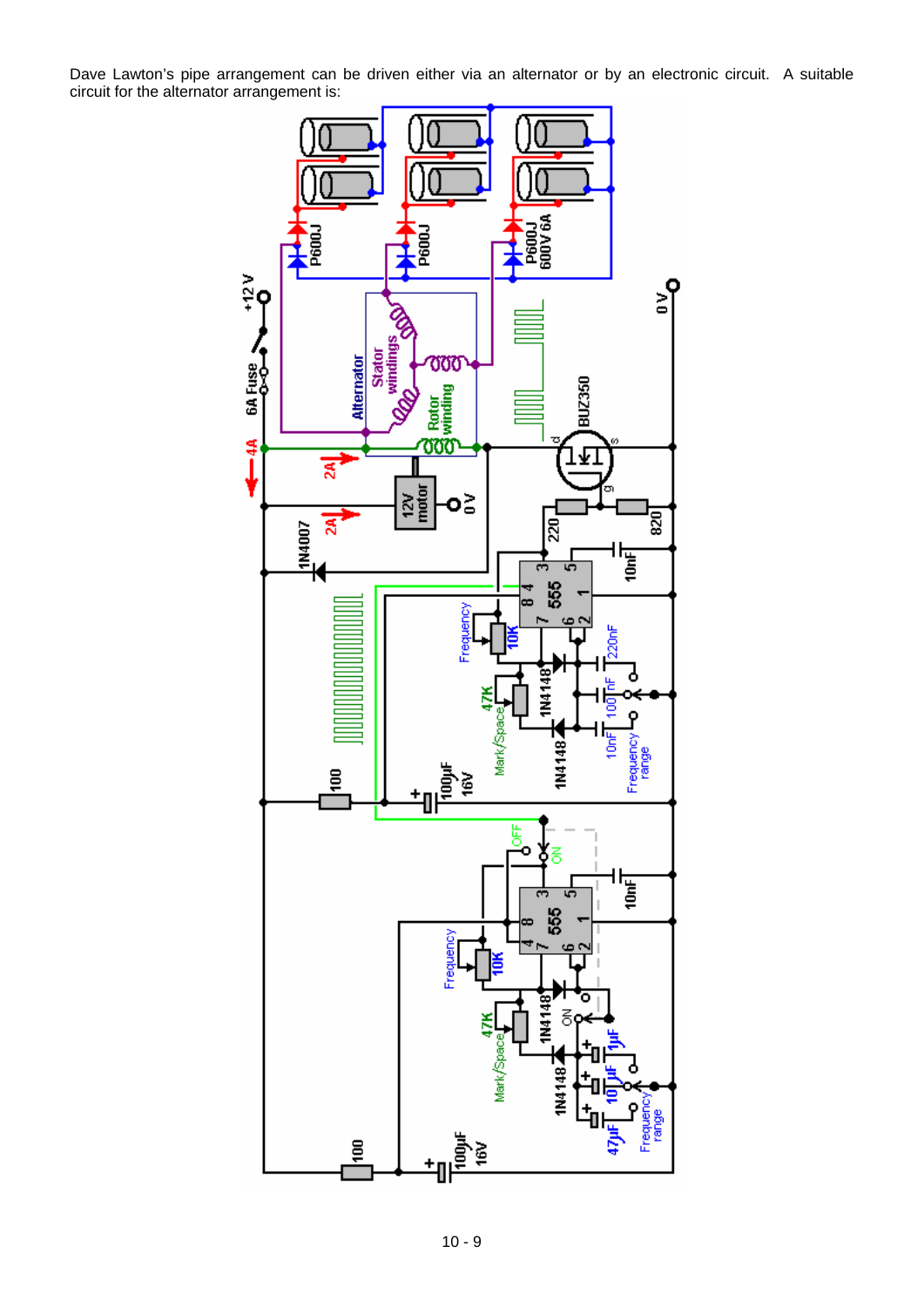Dave Lawton's pipe arrangement can be driven either via an alternator or by an electronic circuit. A suitable circuit for the alternator arrangement is: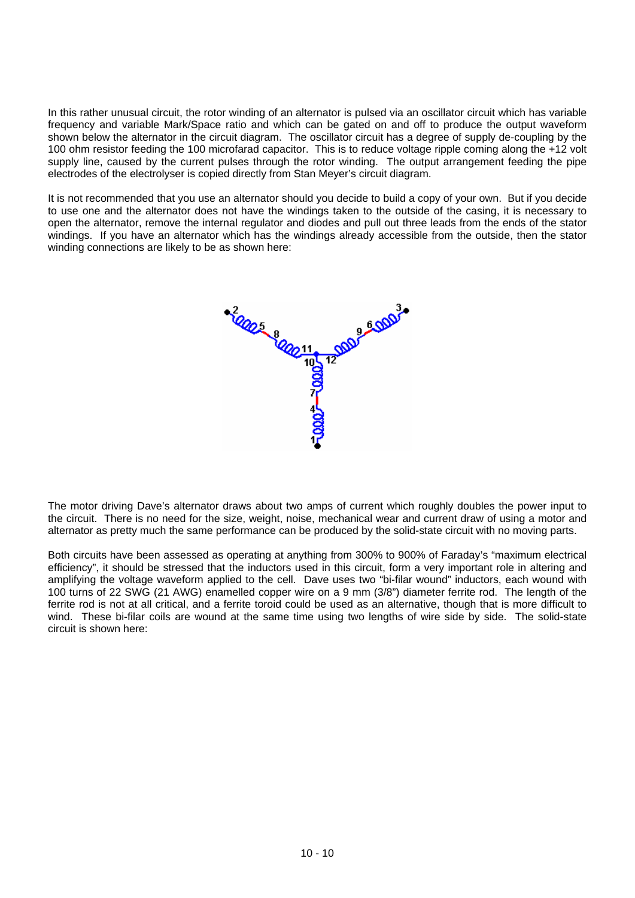In this rather unusual circuit, the rotor winding of an alternator is pulsed via an oscillator circuit which has variable frequency and variable Mark/Space ratio and which can be gated on and off to produce the output waveform shown below the alternator in the circuit diagram. The oscillator circuit has a degree of supply de-coupling by the 100 ohm resistor feeding the 100 microfarad capacitor. This is to reduce voltage ripple coming along the +12 volt supply line, caused by the current pulses through the rotor winding. The output arrangement feeding the pipe electrodes of the electrolyser is copied directly from Stan Meyer's circuit diagram.

It is not recommended that you use an alternator should you decide to build a copy of your own. But if you decide to use one and the alternator does not have the windings taken to the outside of the casing, it is necessary to open the alternator, remove the internal regulator and diodes and pull out three leads from the ends of the stator windings. If you have an alternator which has the windings already accessible from the outside, then the stator winding connections are likely to be as shown here:

The motor driving Dave's alternator draws about two amps of current which roughly doubles the power input to the circuit. There is no need for the size, weight, noise, mechanical wear and current draw of using a motor and alternator as pretty much the same performance can be produced by the solid-state circuit with no moving parts.

Both circuits have been assessed as operating at anything from 300% to 900% of Faraday's "maximum electrical efficiency", it should be stressed that the inductors used in this circuit, form a very important role in altering and amplifying the voltage waveform applied to the cell. Dave uses two "bi-filar wound" inductors, each wound with 100 turns of 22 SWG (21 AWG) enamelled copper wire on a 9 mm (3/8") diameter ferrite rod. The length of the ferrite rod is not at all critical, and a ferrite toroid could be used as an alternative, though that is more difficult to wind. These bi-filar coils are wound at the same time using two lengths of wire side by side. The solid-state circuit is shown here: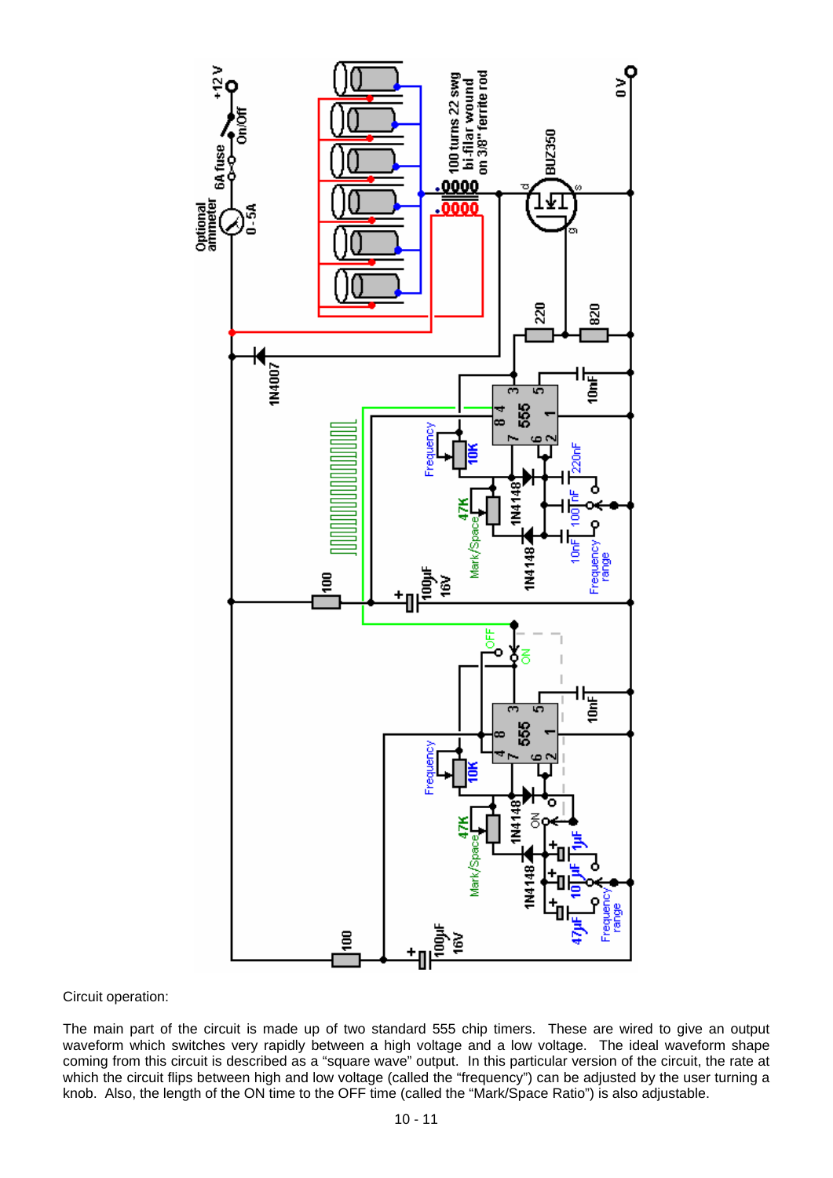Circuit operation:

The main part of the circuit is made up of two standard 555 chip timers. These are wired to give an output waveform which switches very rapidly between a high voltage and a low voltage. The ideal waveform shape coming from this circuit is described as a "square wave" output. In this particular version of the circuit, the rate at which the circuit flips between high and low voltage (called the "frequency") can be adjusted by the user turning a knob. Also, the length of the ON time to the OFF time (called the "Mark/Space Ratio") is also adjustable.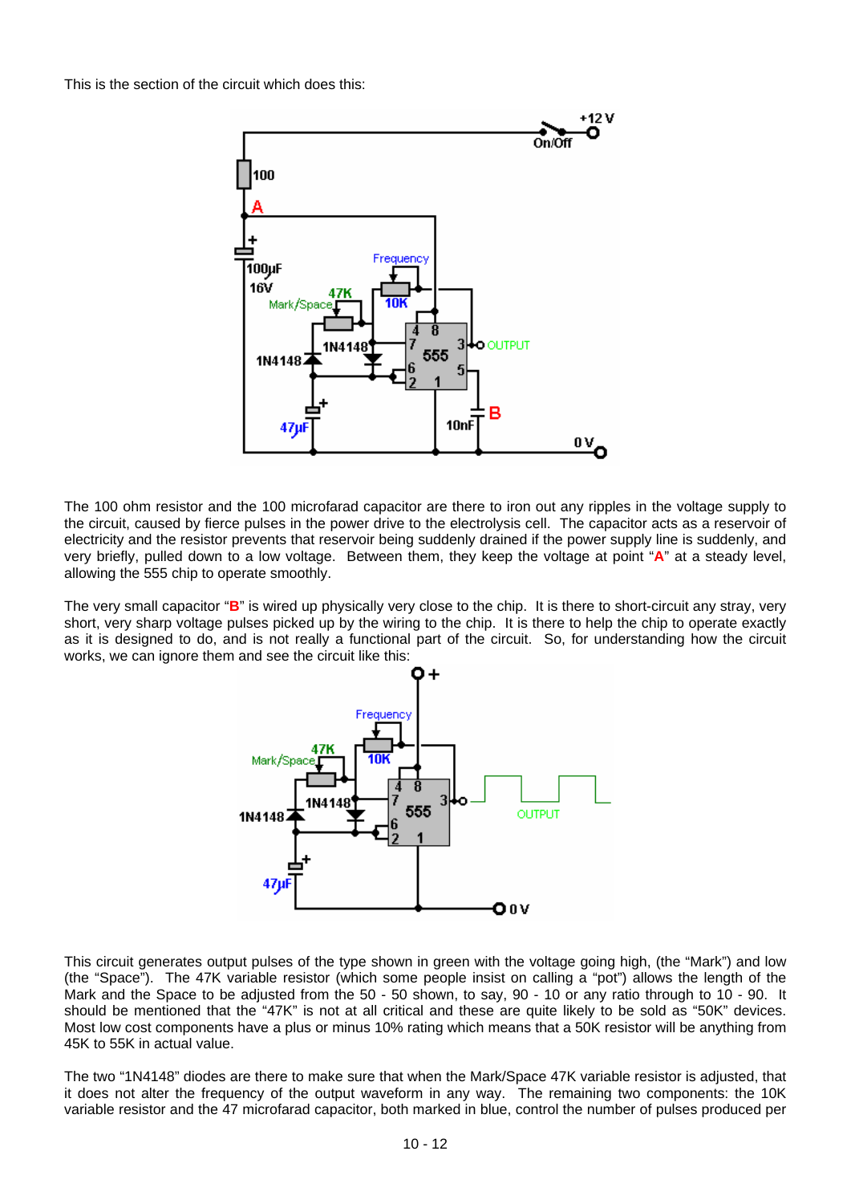This is the section of the circuit which does this:

The 100 ohm resistor and the 100 microfarad capacitor are there to iron out any ripples in the voltage supply to the circuit, caused by fierce pulses in the power drive to the electrolysis cell. The capacitor acts as a reservoir of electricity and the resistor prevents that reservoir being suddenly drained if the power supply line is suddenly, and very briefly, pulled down to a low voltage. Between them, they keep the voltage at point "**A**" at a steady level, allowing the 555 chip to operate smoothly.

The very small capacitor "**B**" is wired up physically very close to the chip. It is there to short-circuit any stray, very short, very sharp voltage pulses picked up by the wiring to the chip. It is there to help the chip to operate exactly as it is designed to do, and is not really a functional part of the circuit. So, for understanding how the circuit works, we can ignore them and see the circuit like this:

This circuit generates output pulses of the type shown in green with the voltage going high, (the "Mark") and low (the "Space"). The 47K variable resistor (which some people insist on calling a "pot") allows the length of the Mark and the Space to be adjusted from the 50 - 50 shown, to, say, 90 - 10 or any ratio through to 10 - 90. It should be mentioned that the "47K" is not at all critical and these are quite likely to be sold as "50K" devices. Most low cost components have a plus or minus 10% rating which means that a 50K resistor will be anything from 45K to 55K in actual value.

The two "1N4148" diodes are there to make sure that when the Mark/Space 47K variable resistor is adjusted, that it does not alter the frequency of the output waveform in any way. The remaining two components: the 10K variable resistor and the 47 microfarad capacitor, both marked in blue, control the number of pulses produced per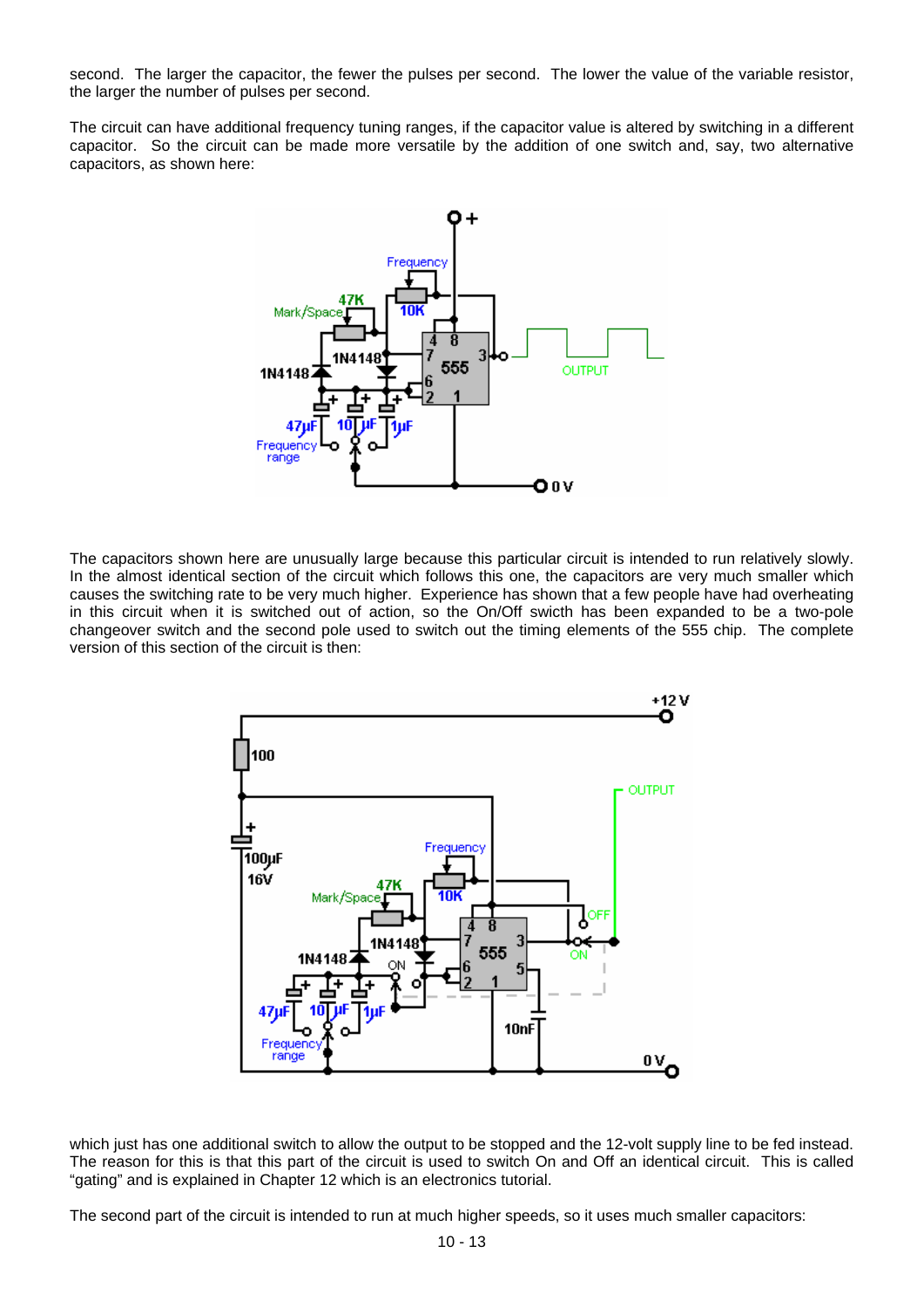second. The larger the capacitor, the fewer the pulses per second. The lower the value of the variable resistor, the larger the number of pulses per second.

The circuit can have additional frequency tuning ranges, if the capacitor value is altered by switching in a different capacitor. So the circuit can be made more versatile by the addition of one switch and, say, two alternative capacitors, as shown here:

The capacitors shown here are unusually large because this particular circuit is intended to run relatively slowly. In the almost identical section of the circuit which follows this one, the capacitors are very much smaller which causes the switching rate to be very much higher. Experience has shown that a few people have had overheating in this circuit when it is switched out of action, so the On/Off swicth has been expanded to be a two-pole changeover switch and the second pole used to switch out the timing elements of the 555 chip. The complete version of this section of the circuit is then:

which just has one additional switch to allow the output to be stopped and the 12-volt supply line to be fed instead. The reason for this is that this part of the circuit is used to switch On and Off an identical circuit. This is called "gating" and is explained in Chapter 12 which is an electronics tutorial.

The second part of the circuit is intended to run at much higher speeds, so it uses much smaller capacitors: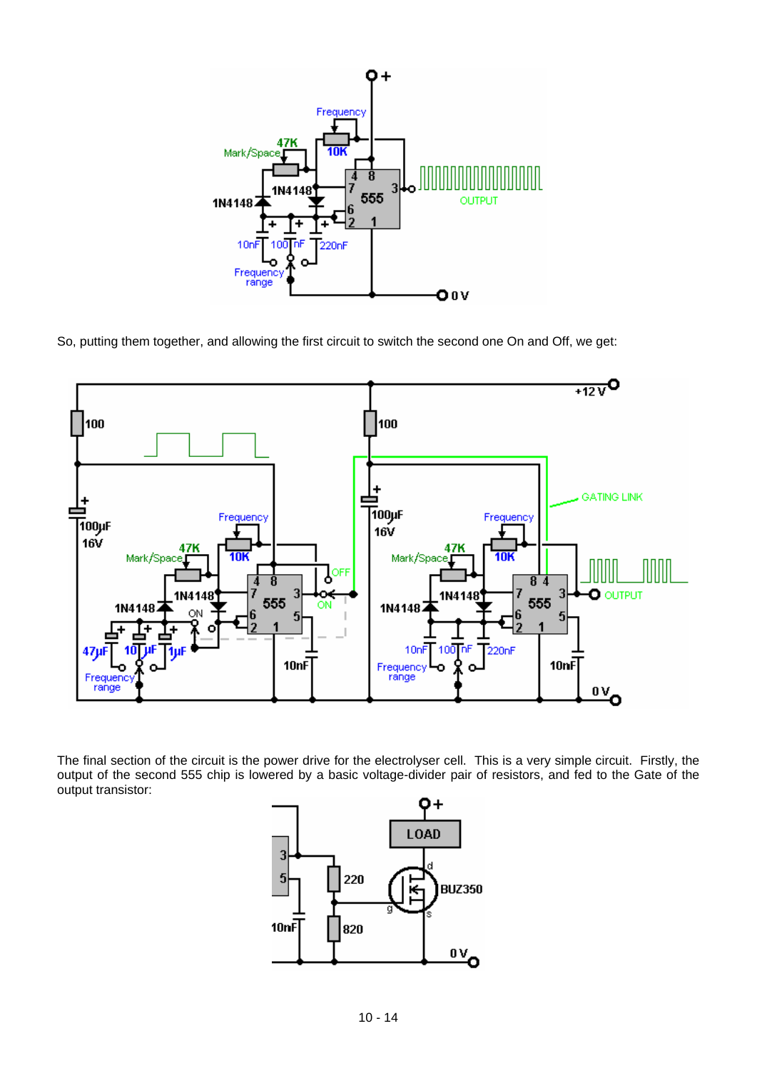So, putting them together, and allowing the first circuit to switch the second one On and Off, we get:

The final section of the circuit is the power drive for the electrolyser cell. This is a very simple circuit. Firstly, the output of the second 555 chip is lowered by a basic voltage-divider pair of resistors, and fed to the Gate of the output transistor: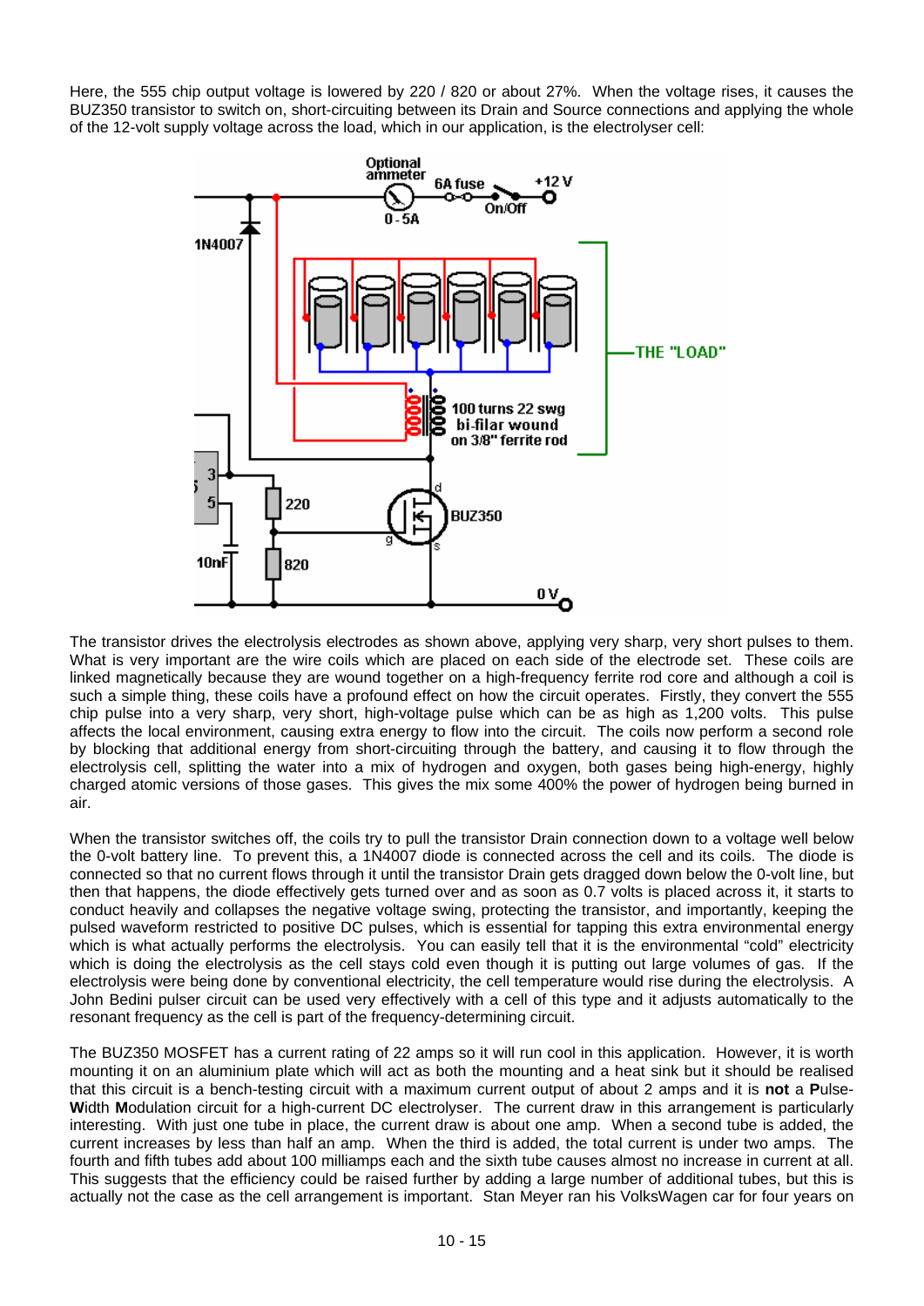Here, the 555 chip output voltage is lowered by 220 / 820 or about 27%. When the voltage rises, it causes the BUZ350 transistor to switch on, short-circuiting between its Drain and Source connections and applying the whole of the 12-volt supply voltage across the load, which in our application, is the electrolyser cell:

The transistor drives the electrolysis electrodes as shown above, applying very sharp, very short pulses to them. What is very important are the wire coils which are placed on each side of the electrode set. These coils are linked magnetically because they are wound together on a high-frequency ferrite rod core and although a coil is such a simple thing, these coils have a profound effect on how the circuit operates. Firstly, they convert the 555 chip pulse into a very sharp, very short, high-voltage pulse which can be as high as 1,200 volts. This pulse affects the local environment, causing extra energy to flow into the circuit. The coils now perform a second role by blocking that additional energy from short-circuiting through the battery, and causing it to flow through the electrolysis cell, splitting the water into a mix of hydrogen and oxygen, both gases being high-energy, highly charged atomic versions of those gases. This gives the mix some 400% the power of hydrogen being burned in air.

When the transistor switches off, the coils try to pull the transistor Drain connection down to a voltage well below the 0-volt battery line. To prevent this, a 1N4007 diode is connected across the cell and its coils. The diode is connected so that no current flows through it until the transistor Drain gets dragged down below the 0-volt line, but then that happens, the diode effectively gets turned over and as soon as 0.7 volts is placed across it, it starts to conduct heavily and collapses the negative voltage swing, protecting the transistor, and importantly, keeping the pulsed waveform restricted to positive DC pulses, which is essential for tapping this extra environmental energy which is what actually performs the electrolysis. You can easily tell that it is the environmental "cold" electricity which is doing the electrolysis as the cell stays cold even though it is putting out large volumes of gas. If the electrolysis were being done by conventional electricity, the cell temperature would rise during the electrolysis. A John Bedini pulser circuit can be used very effectively with a cell of this type and it adjusts automatically to the resonant frequency as the cell is part of the frequency-determining circuit.

The BUZ350 MOSFET has a current rating of 22 amps so it will run cool in this application. However, it is worth mounting it on an aluminium plate which will act as both the mounting and a heat sink but it should be realised that this circuit is a bench-testing circuit with a maximum current output of about 2 amps and it is **not** a **P**ulse-**W**idth **M**odulation circuit for a high-current DC electrolyser. The current draw in this arrangement is particularly interesting. With just one tube in place, the current draw is about one amp. When a second tube is added, the current increases by less than half an amp. When the third is added, the total current is under two amps. The fourth and fifth tubes add about 100 milliamps each and the sixth tube causes almost no increase in current at all. This suggests that the efficiency could be raised further by adding a large number of additional tubes, but this is actually not the case as the cell arrangement is important. Stan Meyer ran his VolksWagen car for four years on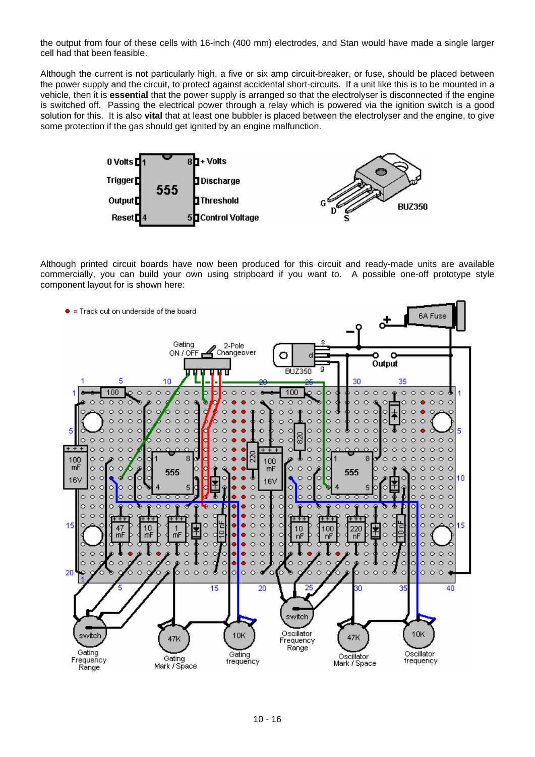the output from four of these cells with 16-inch (400 mm) electrodes, and Stan would have made a single larger cell had that been feasible.

Although the current is not particularly high, a five or six amp circuit-breaker, or fuse, should be placed between the power supply and the circuit, to protect against accidental short-circuits. If a unit like this is to be mounted in a vehicle, then it is **essential** that the power supply is arranged so that the electrolyser is disconnected if the engine is switched off. Passing the electrical power through a relay which is powered via the ignition switch is a good solution for this. It is also **vital** that at least one bubbler is placed between the electrolyser and the engine, to give some protection if the gas should get ignited by an engine malfunction.

Although printed circuit boards have now been produced for this circuit and ready-made units are available commercially, you can build your own using stripboard if you want to. A possible one-off prototype style component layout for is shown here: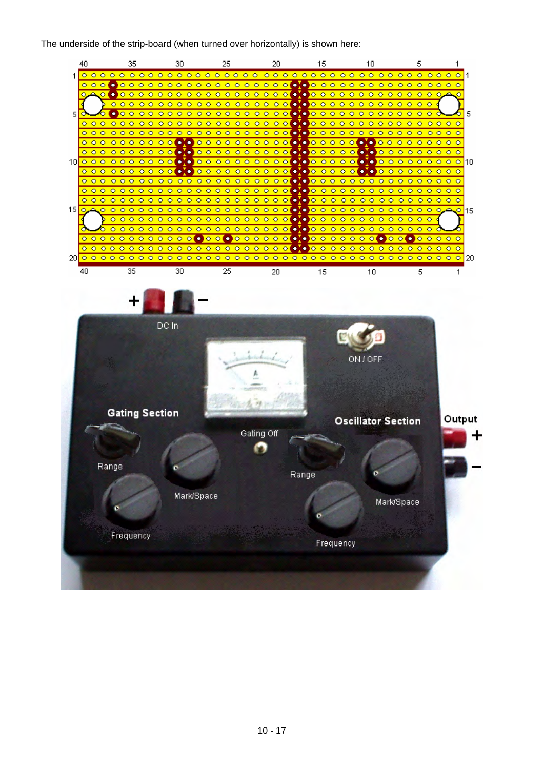The underside of the strip-board (when turned over horizontally) is shown here: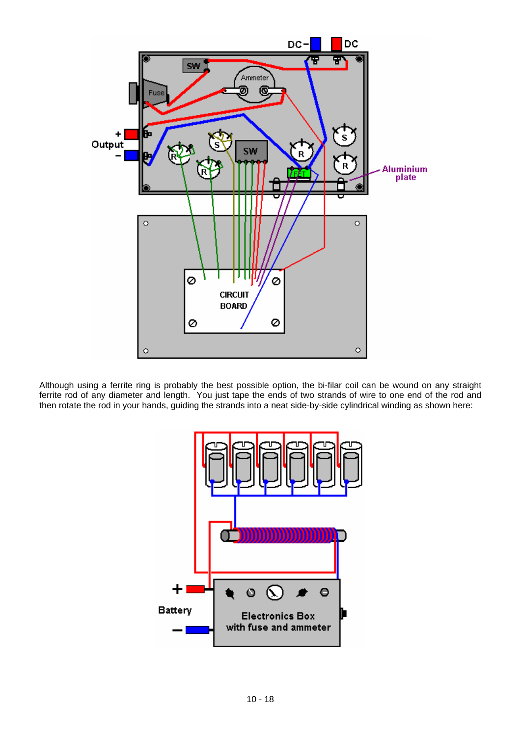Although using a ferrite ring is probably the best possible option, the bi-filar coil can be wound on any straight ferrite rod of any diameter and length. You just tape the ends of two strands of wire to one end of the rod and then rotate the rod in your hands, guiding the strands into a neat side-by-side cylindrical winding as shown here: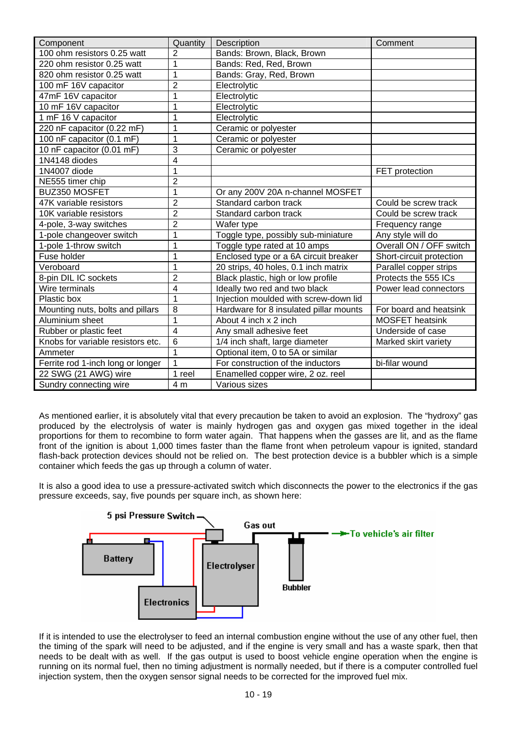| Component | Quantity | Description | Comment |
|---|---|---|---|
| 100 ohm resistors 0.25 watt | 2 | Bands: Brown, Black, Brown | |
| 220 ohm resistor 0.25 watt | 1 | Bands: Red, Red, Brown | |
| 820 ohm resistor 0.25 watt | 1 | Bands: Gray, Red, Brown | |
| 100 mF 16V capacitor | 2 | Electrolytic | |
| 47mF 16V capacitor | 1 | Electrolytic | |
| 10 mF 16V capacitor | 1 | Electrolytic | |
| 1 mF 16 V capacitor | 1 | Electrolytic | |
| 220 nF capacitor (0.22 mF) | 1 | Ceramic or polyester | |
| 100 nF capacitor (0.1 mF) | 1 | Ceramic or polyester | |
| 10 nF capacitor (0.01 mF) | 3 | Ceramic or polyester | |
| 1N4148 diodes | 4 | | |
| 1N4007 diode | 1 | | FET protection |
| NE555 timer chip | 2 | | |
| BUZ350 MOSFET | 1 | Or any 200V 20A n-channel MOSFET | |
| 47K variable resistors | 2 | Standard carbon track | Could be screw track |
| 10K variable resistors | 2 | Standard carbon track | Could be screw track |
| 4-pole, 3-way switches | 2 | Wafer type | Frequency range |
| 1-pole changeover switch | 1 | Toggle type, possibly sub-miniature | Any style will do |
| 1-pole 1-throw switch | 1 | Toggle type rated at 10 amps | Overall ON / OFF switch |
| Fuse holder | 1 | Enclosed type or a 6A circuit breaker | Short-circuit protection |
| Veroboard | 1 | 20 strips, 40 holes, 0.1 inch matrix | Parallel copper strips |
| 8-pin DIL IC sockets | 2 | Black plastic, high or low profile | Protects the 555 ICs |
| Wire terminals | 4 | Ideally two red and two black | Power lead connectors |
| Plastic box | 1 | Injection moulded with screw-down lid | |
| Mounting nuts, bolts and pillars | 8 | Hardware for 8 insulated pillar mounts | For board and heatsink |
| Aluminium sheet | 1 | About 4 inch x 2 inch | MOSFET heatsink |
| Rubber or plastic feet | 4 | Any small adhesive feet | Underside of case |
| Knobs for variable resistors etc. | 6 | 1/4 inch shaft, large diameter | Marked skirt variety |
| Ammeter | 1 | Optional item, 0 to 5A or similar | |
| Ferrite rod 1-inch long or longer | 1 | For construction of the inductors | bi-filar wound |
| 22 SWG (21 AWG) wire | 1 reel | Enamelled copper wire, 2 oz. reel | |
| Sundry connecting wire | 4 m | Various sizes | |

As mentioned earlier, it is absolutely vital that every precaution be taken to avoid an explosion. The "hydroxy" gas produced by the electrolysis of water is mainly hydrogen gas and oxygen gas mixed together in the ideal proportions for them to recombine to form water again. That happens when the gasses are lit, and as the flame front of the ignition is about 1,000 times faster than the flame front when petroleum vapour is ignited, standard flash-back protection devices should not be relied on. The best protection device is a bubbler which is a simple container which feeds the gas up through a column of water.

It is also a good idea to use a pressure-activated switch which disconnects the power to the electronics if the gas pressure exceeds, say, five pounds per square inch, as shown here:

5 psi Pressure Switch — Battery — Electronics — Electrolyser — Gas out — Bubbler — To vehicle's air filter

If it is intended to use the electrolyser to feed an internal combustion engine without the use of any other fuel, then the timing of the spark will need to be adjusted, and if the engine is very small and has a waste spark, then that needs to be dealt with as well. If the gas output is used to boost vehicle engine operation when the engine is running on its normal fuel, then no timing adjustment is normally needed, but if there is a computer controlled fuel injection system, then the oxygen sensor signal needs to be corrected for the improved fuel mix.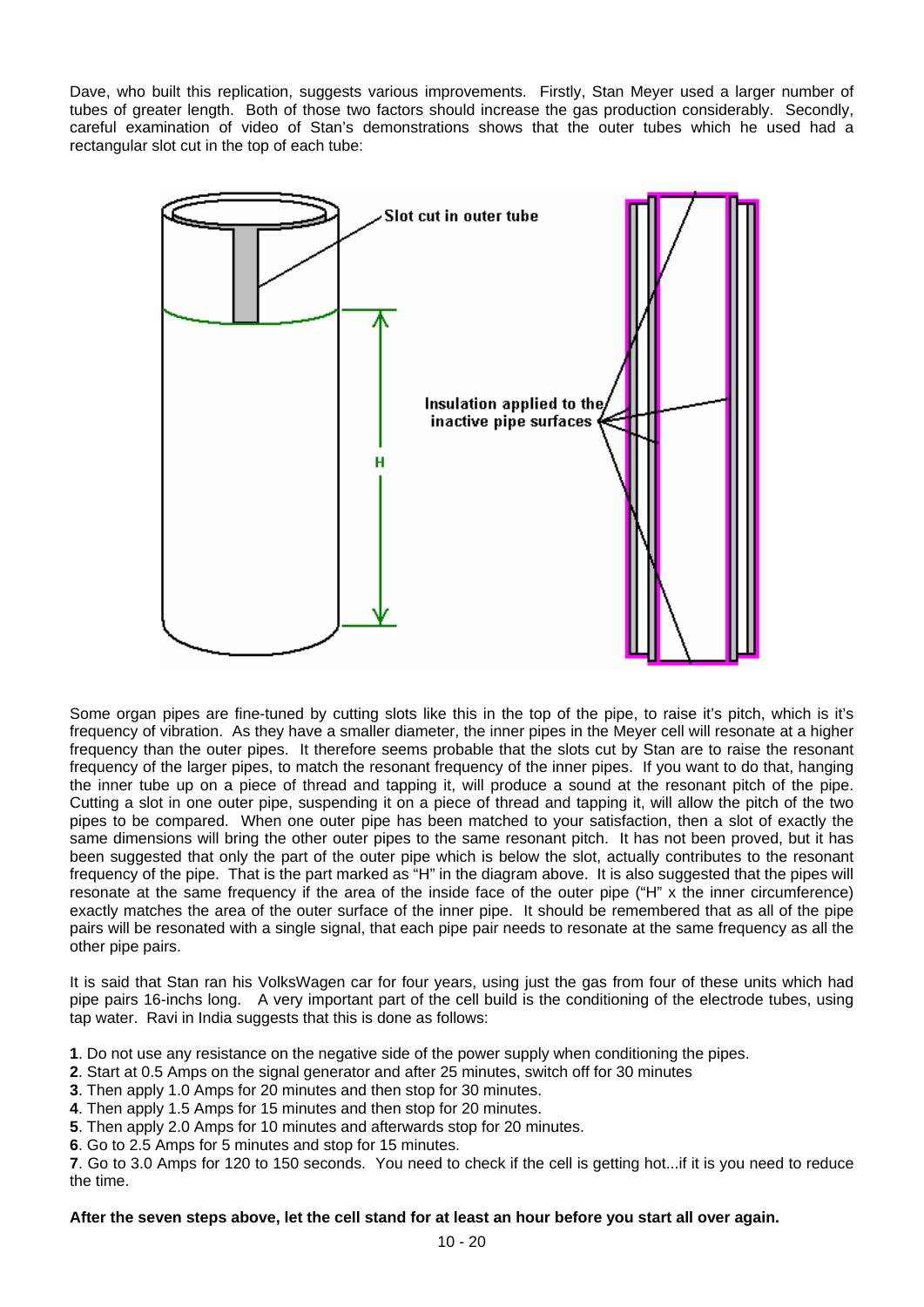Dave, who built this replication, suggests various improvements. Firstly, Stan Meyer used a larger number of tubes of greater length. Both of those two factors should increase the gas production considerably. Secondly, careful examination of video of Stan's demonstrations shows that the outer tubes which he used had a rectangular slot cut in the top of each tube:

Slot cut in outer tube

H

Insulation applied to the inactive pipe surfaces

Some organ pipes are fine-tuned by cutting slots like this in the top of the pipe, to raise it's pitch, which is it's frequency of vibration. As they have a smaller diameter, the inner pipes in the Meyer cell will resonate at a higher frequency than the outer pipes. It therefore seems probable that the slots cut by Stan are to raise the resonant frequency of the larger pipes, to match the resonant frequency of the inner pipes. If you want to do that, hanging the inner tube up on a piece of thread and tapping it, will produce a sound at the resonant pitch of the pipe. Cutting a slot in one outer pipe, suspending it on a piece of thread and tapping it, will allow the pitch of the two pipes to be compared. When one outer pipe has been matched to your satisfaction, then a slot of exactly the same dimensions will bring the other outer pipes to the same resonant pitch. It has not been proved, but it has been suggested that only the part of the outer pipe which is below the slot, actually contributes to the resonant frequency of the pipe. That is the part marked as "H" in the diagram above. It is also suggested that the pipes will resonate at the same frequency if the area of the inside face of the outer pipe ("H" x the inner circumference) exactly matches the area of the outer surface of the inner pipe. It should be remembered that as all of the pipe pairs will be resonated with a single signal, that each pipe pair needs to resonate at the same frequency as all the other pipe pairs.

It is said that Stan ran his VolksWagen car for four years, using just the gas from four of these units which had pipe pairs 16-inchs long. A very important part of the cell build is the conditioning of the electrode tubes, using tap water. Ravi in India suggests that this is done as follows:

**1**. Do not use any resistance on the negative side of the power supply when conditioning the pipes.
**2**. Start at 0.5 Amps on the signal generator and after 25 minutes, switch off for 30 minutes
**3**. Then apply 1.0 Amps for 20 minutes and then stop for 30 minutes.
**4**. Then apply 1.5 Amps for 15 minutes and then stop for 20 minutes.
**5**. Then apply 2.0 Amps for 10 minutes and afterwards stop for 20 minutes.
**6**. Go to 2.5 Amps for 5 minutes and stop for 15 minutes.
**7**. Go to 3.0 Amps for 120 to 150 seconds. You need to check if the cell is getting hot...if it is you need to reduce the time.

**After the seven steps above, let the cell stand for at least an hour before you start all over again.**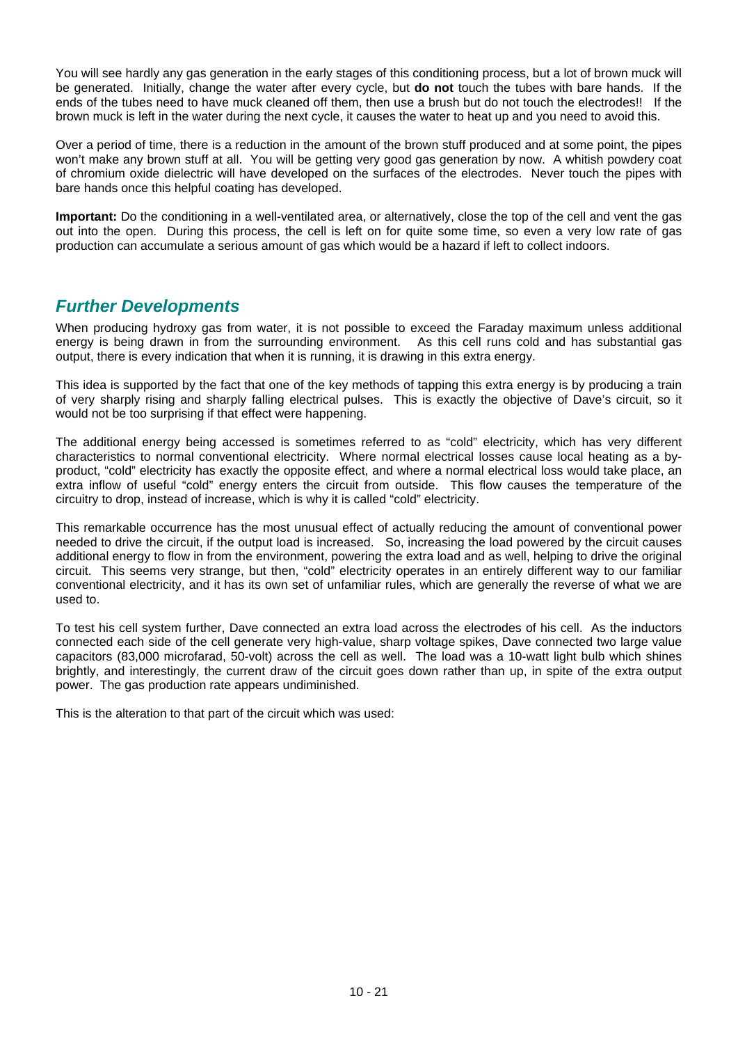You will see hardly any gas generation in the early stages of this conditioning process, but a lot of brown muck will be generated. Initially, change the water after every cycle, but **do not** touch the tubes with bare hands. If the ends of the tubes need to have muck cleaned off them, then use a brush but do not touch the electrodes!! If the brown muck is left in the water during the next cycle, it causes the water to heat up and you need to avoid this.

Over a period of time, there is a reduction in the amount of the brown stuff produced and at some point, the pipes won't make any brown stuff at all. You will be getting very good gas generation by now. A whitish powdery coat of chromium oxide dielectric will have developed on the surfaces of the electrodes. Never touch the pipes with bare hands once this helpful coating has developed.

**Important:** Do the conditioning in a well-ventilated area, or alternatively, close the top of the cell and vent the gas out into the open. During this process, the cell is left on for quite some time, so even a very low rate of gas production can accumulate a serious amount of gas which would be a hazard if left to collect indoors.

## *Further Developments*

When producing hydroxy gas from water, it is not possible to exceed the Faraday maximum unless additional energy is being drawn in from the surrounding environment. As this cell runs cold and has substantial gas output, there is every indication that when it is running, it is drawing in this extra energy.

This idea is supported by the fact that one of the key methods of tapping this extra energy is by producing a train of very sharply rising and sharply falling electrical pulses. This is exactly the objective of Dave's circuit, so it would not be too surprising if that effect were happening.

The additional energy being accessed is sometimes referred to as "cold" electricity, which has very different characteristics to normal conventional electricity. Where normal electrical losses cause local heating as a by-product, "cold" electricity has exactly the opposite effect, and where a normal electrical loss would take place, an extra inflow of useful "cold" energy enters the circuit from outside. This flow causes the temperature of the circuitry to drop, instead of increase, which is why it is called "cold" electricity.

This remarkable occurrence has the most unusual effect of actually reducing the amount of conventional power needed to drive the circuit, if the output load is increased. So, increasing the load powered by the circuit causes additional energy to flow in from the environment, powering the extra load and as well, helping to drive the original circuit. This seems very strange, but then, "cold" electricity operates in an entirely different way to our familiar conventional electricity, and it has its own set of unfamiliar rules, which are generally the reverse of what we are used to.

To test his cell system further, Dave connected an extra load across the electrodes of his cell. As the inductors connected each side of the cell generate very high-value, sharp voltage spikes, Dave connected two large value capacitors (83,000 microfarad, 50-volt) across the cell as well. The load was a 10-watt light bulb which shines brightly, and interestingly, the current draw of the circuit goes down rather than up, in spite of the extra output power. The gas production rate appears undiminished.

This is the alteration to that part of the circuit which was used: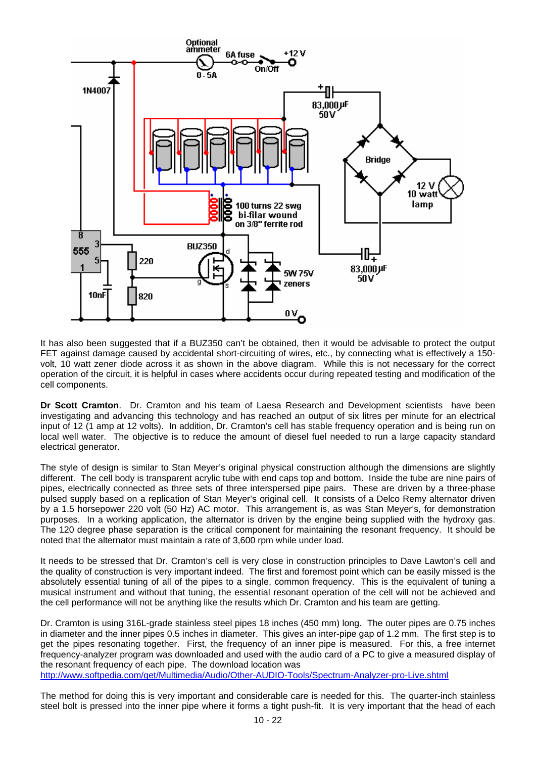It has also been suggested that if a BUZ350 can't be obtained, then it would be advisable to protect the output FET against damage caused by accidental short-circuiting of wires, etc., by connecting what is effectively a 150-volt, 10 watt zener diode across it as shown in the above diagram. While this is not necessary for the correct operation of the circuit, it is helpful in cases where accidents occur during repeated testing and modification of the cell components.

**Dr Scott Cramton**. Dr. Cramton and his team of Laesa Research and Development scientists have been investigating and advancing this technology and has reached an output of six litres per minute for an electrical input of 12 (1 amp at 12 volts). In addition, Dr. Cramton's cell has stable frequency operation and is being run on local well water. The objective is to reduce the amount of diesel fuel needed to run a large capacity standard electrical generator.

The style of design is similar to Stan Meyer's original physical construction although the dimensions are slightly different. The cell body is transparent acrylic tube with end caps top and bottom. Inside the tube are nine pairs of pipes, electrically connected as three sets of three interspersed pipe pairs. These are driven by a three-phase pulsed supply based on a replication of Stan Meyer's original cell. It consists of a Delco Remy alternator driven by a 1.5 horsepower 220 volt (50 Hz) AC motor. This arrangement is, as was Stan Meyer's, for demonstration purposes. In a working application, the alternator is driven by the engine being supplied with the hydroxy gas. The 120 degree phase separation is the critical component for maintaining the resonant frequency. It should be noted that the alternator must maintain a rate of 3,600 rpm while under load.

It needs to be stressed that Dr. Cramton's cell is very close in construction principles to Dave Lawton's cell and the quality of construction is very important indeed. The first and foremost point which can be easily missed is the absolutely essential tuning of all of the pipes to a single, common frequency. This is the equivalent of tuning a musical instrument and without that tuning, the essential resonant operation of the cell will not be achieved and the cell performance will not be anything like the results which Dr. Cramton and his team are getting.

Dr. Cramton is using 316L-grade stainless steel pipes 18 inches (450 mm) long. The outer pipes are 0.75 inches in diameter and the inner pipes 0.5 inches in diameter. This gives an inter-pipe gap of 1.2 mm. The first step is to get the pipes resonating together. First, the frequency of an inner pipe is measured. For this, a free internet frequency-analyzer program was downloaded and used with the audio card of a PC to give a measured display of the resonant frequency of each pipe. The download location was
http://www.softpedia.com/get/Multimedia/Audio/Other-AUDIO-Tools/Spectrum-Analyzer-pro-Live.shtml

The method for doing this is very important and considerable care is needed for this. The quarter-inch stainless steel bolt is pressed into the inner pipe where it forms a tight push-fit. It is very important that the head of each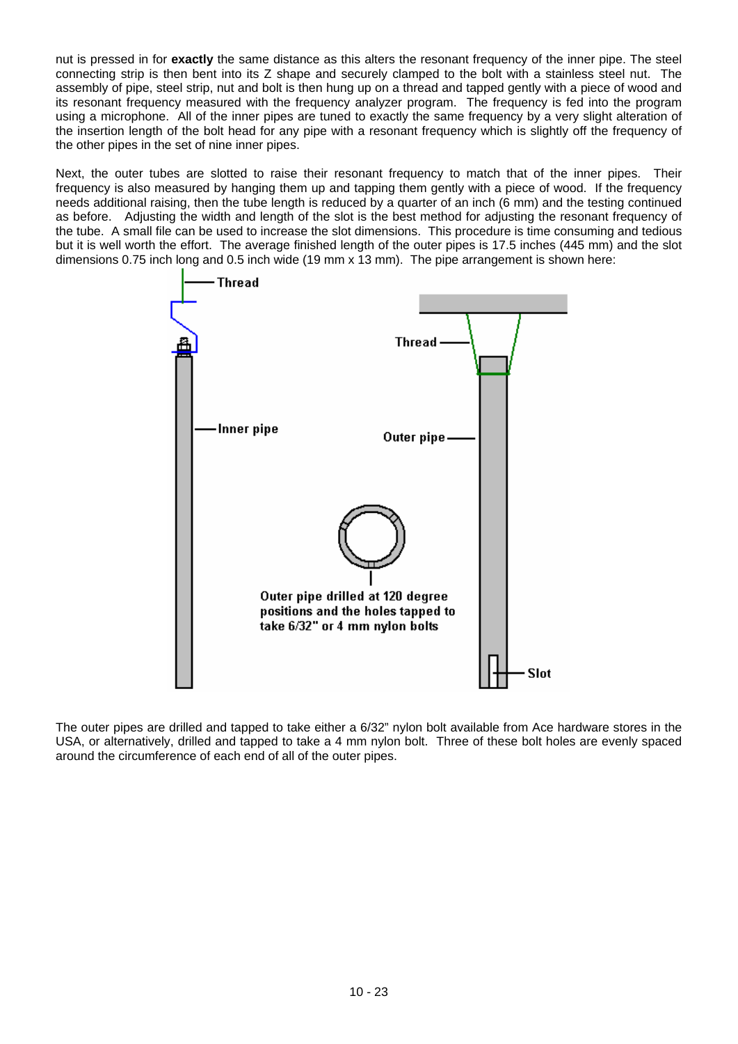nut is pressed in for **exactly** the same distance as this alters the resonant frequency of the inner pipe. The steel connecting strip is then bent into its Z shape and securely clamped to the bolt with a stainless steel nut. The assembly of pipe, steel strip, nut and bolt is then hung up on a thread and tapped gently with a piece of wood and its resonant frequency measured with the frequency analyzer program. The frequency is fed into the program using a microphone. All of the inner pipes are tuned to exactly the same frequency by a very slight alteration of the insertion length of the bolt head for any pipe with a resonant frequency which is slightly off the frequency of the other pipes in the set of nine inner pipes.

Next, the outer tubes are slotted to raise their resonant frequency to match that of the inner pipes. Their frequency is also measured by hanging them up and tapping them gently with a piece of wood. If the frequency needs additional raising, then the tube length is reduced by a quarter of an inch (6 mm) and the testing continued as before. Adjusting the width and length of the slot is the best method for adjusting the resonant frequency of the tube. A small file can be used to increase the slot dimensions. This procedure is time consuming and tedious but it is well worth the effort. The average finished length of the outer pipes is 17.5 inches (445 mm) and the slot dimensions 0.75 inch long and 0.5 inch wide (19 mm x 13 mm). The pipe arrangement is shown here:

Thread

Inner pipe

Thread

Outer pipe

Outer pipe drilled at 120 degree positions and the holes tapped to take 6/32" or 4 mm nylon bolts

Slot

The outer pipes are drilled and tapped to take either a 6/32" nylon bolt available from Ace hardware stores in the USA, or alternatively, drilled and tapped to take a 4 mm nylon bolt. Three of these bolt holes are evenly spaced around the circumference of each end of all of the outer pipes.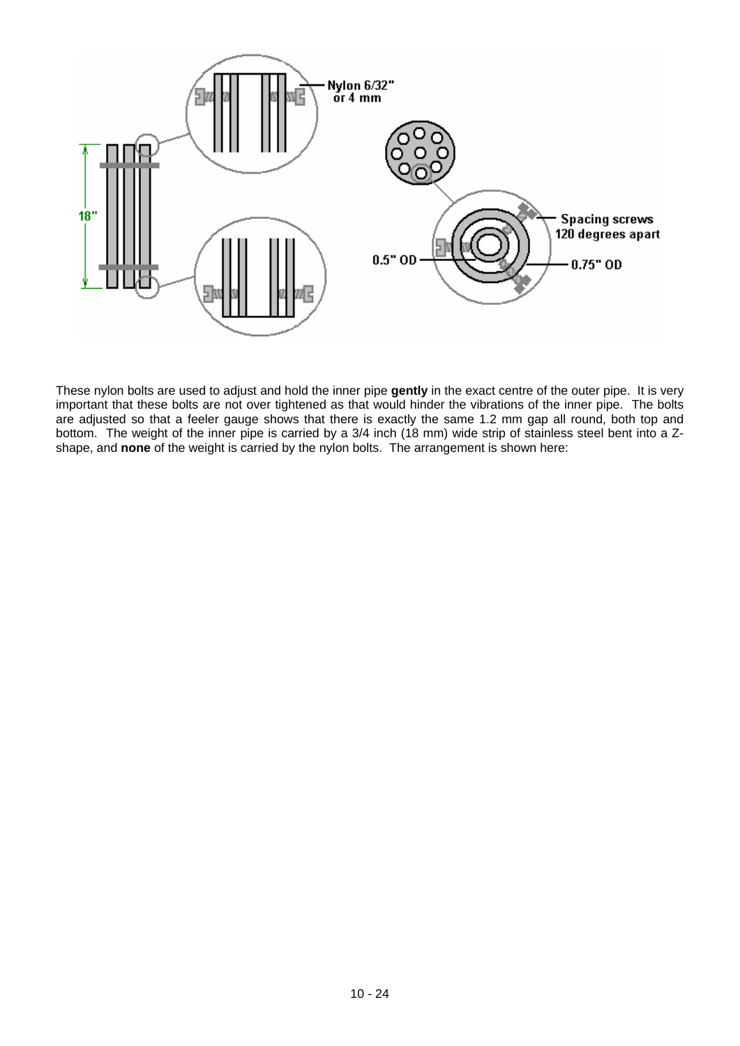These nylon bolts are used to adjust and hold the inner pipe **gently** in the exact centre of the outer pipe. It is very important that these bolts are not over tightened as that would hinder the vibrations of the inner pipe. The bolts are adjusted so that a feeler gauge shows that there is exactly the same 1.2 mm gap all round, both top and bottom. The weight of the inner pipe is carried by a 3/4 inch (18 mm) wide strip of stainless steel bent into a Z-shape, and **none** of the weight is carried by the nylon bolts. The arrangement is shown here: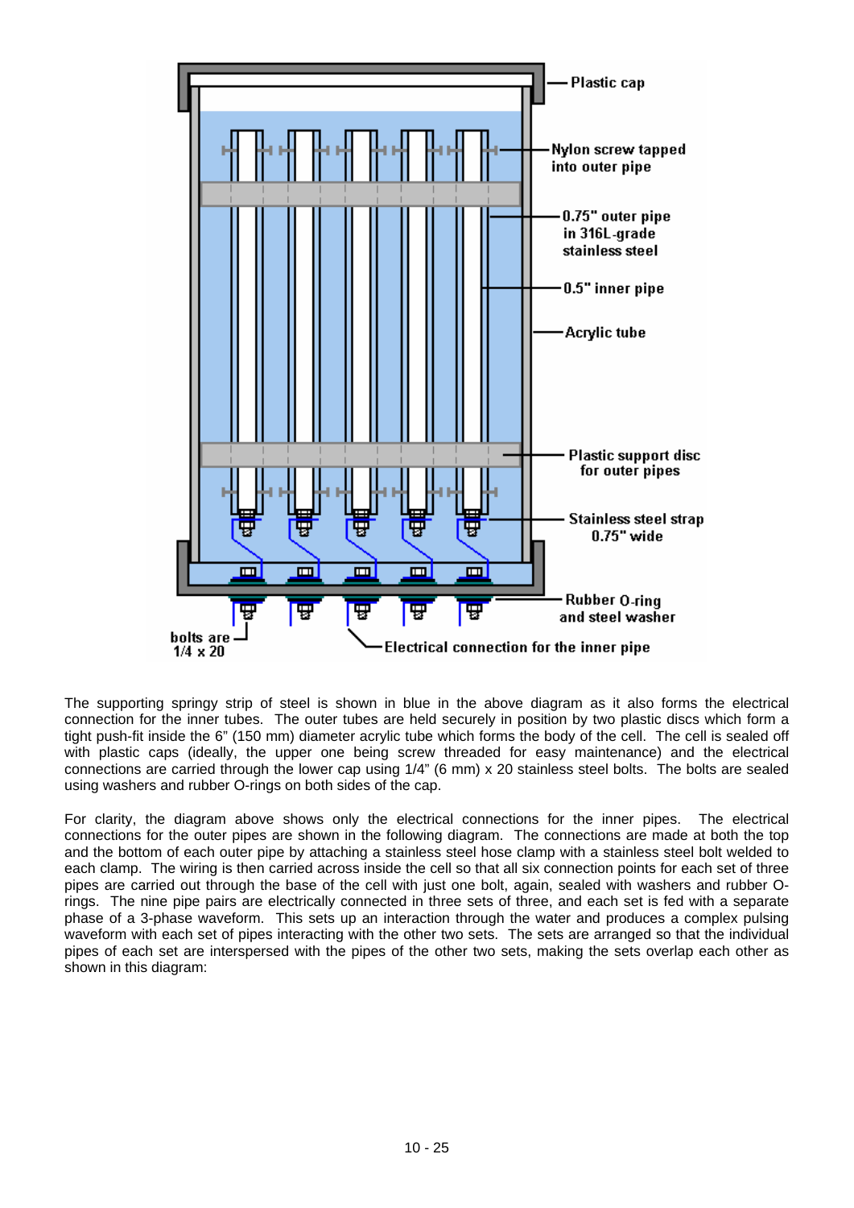The supporting springy strip of steel is shown in blue in the above diagram as it also forms the electrical connection for the inner tubes. The outer tubes are held securely in position by two plastic discs which form a tight push-fit inside the 6" (150 mm) diameter acrylic tube which forms the body of the cell. The cell is sealed off with plastic caps (ideally, the upper one being screw threaded for easy maintenance) and the electrical connections are carried through the lower cap using 1/4" (6 mm) x 20 stainless steel bolts. The bolts are sealed using washers and rubber O-rings on both sides of the cap.

For clarity, the diagram above shows only the electrical connections for the inner pipes. The electrical connections for the outer pipes are shown in the following diagram. The connections are made at both the top and the bottom of each outer pipe by attaching a stainless steel hose clamp with a stainless steel bolt welded to each clamp. The wiring is then carried across inside the cell so that all six connection points for each set of three pipes are carried out through the base of the cell with just one bolt, again, sealed with washers and rubber O-rings. The nine pipe pairs are electrically connected in three sets of three, and each set is fed with a separate phase of a 3-phase waveform. This sets up an interaction through the water and produces a complex pulsing waveform with each set of pipes interacting with the other two sets. The sets are arranged so that the individual pipes of each set are interspersed with the pipes of the other two sets, making the sets overlap each other as shown in this diagram: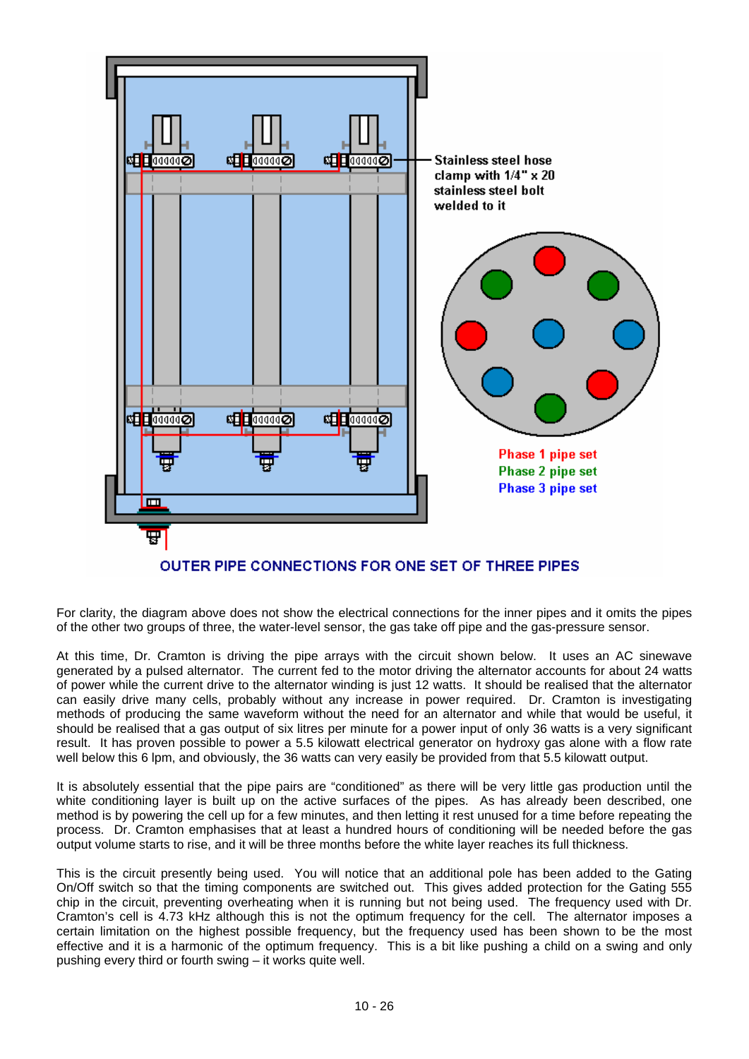Stainless steel hose clamp with 1/4" x 20 stainless steel bolt welded to it

Phase 1 pipe set
Phase 2 pipe set
Phase 3 pipe set

**OUTER PIPE CONNECTIONS FOR ONE SET OF THREE PIPES**

For clarity, the diagram above does not show the electrical connections for the inner pipes and it omits the pipes of the other two groups of three, the water-level sensor, the gas take off pipe and the gas-pressure sensor.

At this time, Dr. Cramton is driving the pipe arrays with the circuit shown below. It uses an AC sinewave generated by a pulsed alternator. The current fed to the motor driving the alternator accounts for about 24 watts of power while the current drive to the alternator winding is just 12 watts. It should be realised that the alternator can easily drive many cells, probably without any increase in power required. Dr. Cramton is investigating methods of producing the same waveform without the need for an alternator and while that would be useful, it should be realised that a gas output of six litres per minute for a power input of only 36 watts is a very significant result. It has proven possible to power a 5.5 kilowatt electrical generator on hydroxy gas alone with a flow rate well below this 6 lpm, and obviously, the 36 watts can very easily be provided from that 5.5 kilowatt output.

It is absolutely essential that the pipe pairs are "conditioned" as there will be very little gas production until the white conditioning layer is built up on the active surfaces of the pipes. As has already been described, one method is by powering the cell up for a few minutes, and then letting it rest unused for a time before repeating the process. Dr. Cramton emphasises that at least a hundred hours of conditioning will be needed before the gas output volume starts to rise, and it will be three months before the white layer reaches its full thickness.

This is the circuit presently being used. You will notice that an additional pole has been added to the Gating On/Off switch so that the timing components are switched out. This gives added protection for the Gating 555 chip in the circuit, preventing overheating when it is running but not being used. The frequency used with Dr. Cramton's cell is 4.73 kHz although this is not the optimum frequency for the cell. The alternator imposes a certain limitation on the highest possible frequency, but the frequency used has been shown to be the most effective and it is a harmonic of the optimum frequency. This is a bit like pushing a child on a swing and only pushing every third or fourth swing – it works quite well.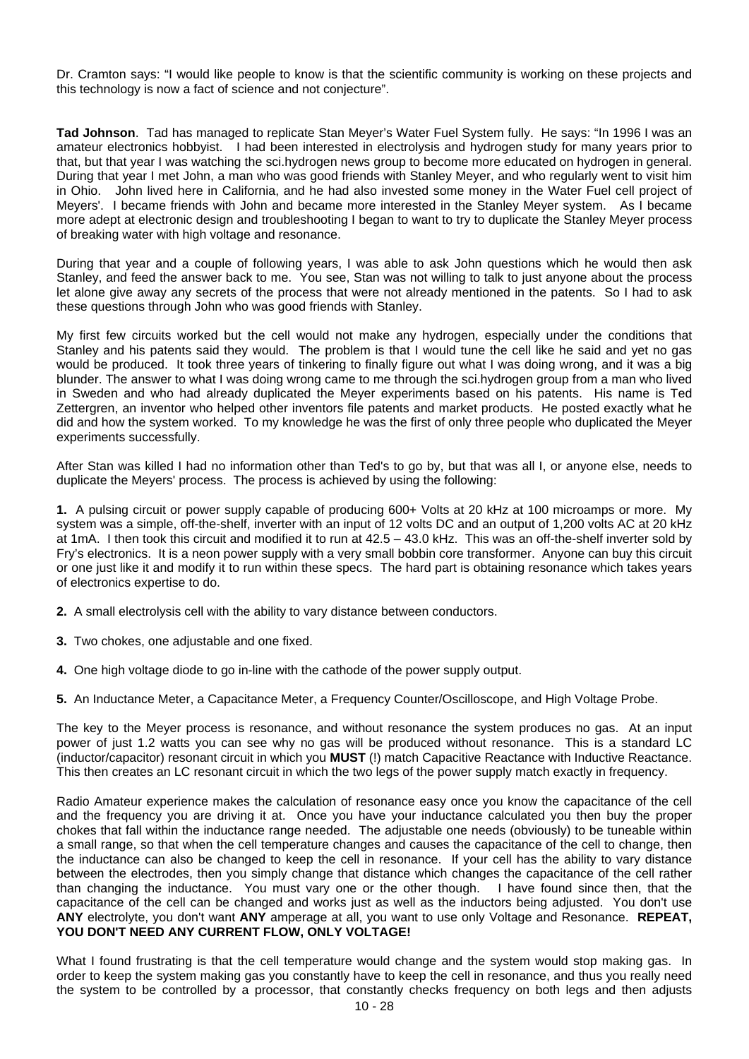Dr. Cramton says: "I would like people to know is that the scientific community is working on these projects and this technology is now a fact of science and not conjecture".

**Tad Johnson**. Tad has managed to replicate Stan Meyer's Water Fuel System fully. He says: "In 1996 I was an amateur electronics hobbyist. I had been interested in electrolysis and hydrogen study for many years prior to that, but that year I was watching the sci.hydrogen news group to become more educated on hydrogen in general. During that year I met John, a man who was good friends with Stanley Meyer, and who regularly went to visit him in Ohio. John lived here in California, and he had also invested some money in the Water Fuel cell project of Meyers'. I became friends with John and became more interested in the Stanley Meyer system. As I became more adept at electronic design and troubleshooting I began to want to try to duplicate the Stanley Meyer process of breaking water with high voltage and resonance.

During that year and a couple of following years, I was able to ask John questions which he would then ask Stanley, and feed the answer back to me. You see, Stan was not willing to talk to just anyone about the process let alone give away any secrets of the process that were not already mentioned in the patents. So I had to ask these questions through John who was good friends with Stanley.

My first few circuits worked but the cell would not make any hydrogen, especially under the conditions that Stanley and his patents said they would. The problem is that I would tune the cell like he said and yet no gas would be produced. It took three years of tinkering to finally figure out what I was doing wrong, and it was a big blunder. The answer to what I was doing wrong came to me through the sci.hydrogen group from a man who lived in Sweden and who had already duplicated the Meyer experiments based on his patents. His name is Ted Zettergren, an inventor who helped other inventors file patents and market products. He posted exactly what he did and how the system worked. To my knowledge he was the first of only three people who duplicated the Meyer experiments successfully.

After Stan was killed I had no information other than Ted's to go by, but that was all I, or anyone else, needs to duplicate the Meyers' process. The process is achieved by using the following:

**1.** A pulsing circuit or power supply capable of producing 600+ Volts at 20 kHz at 100 microamps or more. My system was a simple, off-the-shelf, inverter with an input of 12 volts DC and an output of 1,200 volts AC at 20 kHz at 1mA. I then took this circuit and modified it to run at 42.5 – 43.0 kHz. This was an off-the-shelf inverter sold by Fry's electronics. It is a neon power supply with a very small bobbin core transformer. Anyone can buy this circuit or one just like it and modify it to run within these specs. The hard part is obtaining resonance which takes years of electronics expertise to do.

**2.** A small electrolysis cell with the ability to vary distance between conductors.

**3.** Two chokes, one adjustable and one fixed.

**4.** One high voltage diode to go in-line with the cathode of the power supply output.

**5.** An Inductance Meter, a Capacitance Meter, a Frequency Counter/Oscilloscope, and High Voltage Probe.

The key to the Meyer process is resonance, and without resonance the system produces no gas. At an input power of just 1.2 watts you can see why no gas will be produced without resonance. This is a standard LC (inductor/capacitor) resonant circuit in which you **MUST** (!) match Capacitive Reactance with Inductive Reactance. This then creates an LC resonant circuit in which the two legs of the power supply match exactly in frequency.

Radio Amateur experience makes the calculation of resonance easy once you know the capacitance of the cell and the frequency you are driving it at. Once you have your inductance calculated you then buy the proper chokes that fall within the inductance range needed. The adjustable one needs (obviously) to be tuneable within a small range, so that when the cell temperature changes and causes the capacitance of the cell to change, then the inductance can also be changed to keep the cell in resonance. If your cell has the ability to vary distance between the electrodes, then you simply change that distance which changes the capacitance of the cell rather than changing the inductance. You must vary one or the other though. I have found since then, that the capacitance of the cell can be changed and works just as well as the inductors being adjusted. You don't use **ANY** electrolyte, you don't want **ANY** amperage at all, you want to use only Voltage and Resonance. **REPEAT, YOU DON'T NEED ANY CURRENT FLOW, ONLY VOLTAGE!**

What I found frustrating is that the cell temperature would change and the system would stop making gas. In order to keep the system making gas you constantly have to keep the cell in resonance, and thus you really need the system to be controlled by a processor, that constantly checks frequency on both legs and then adjusts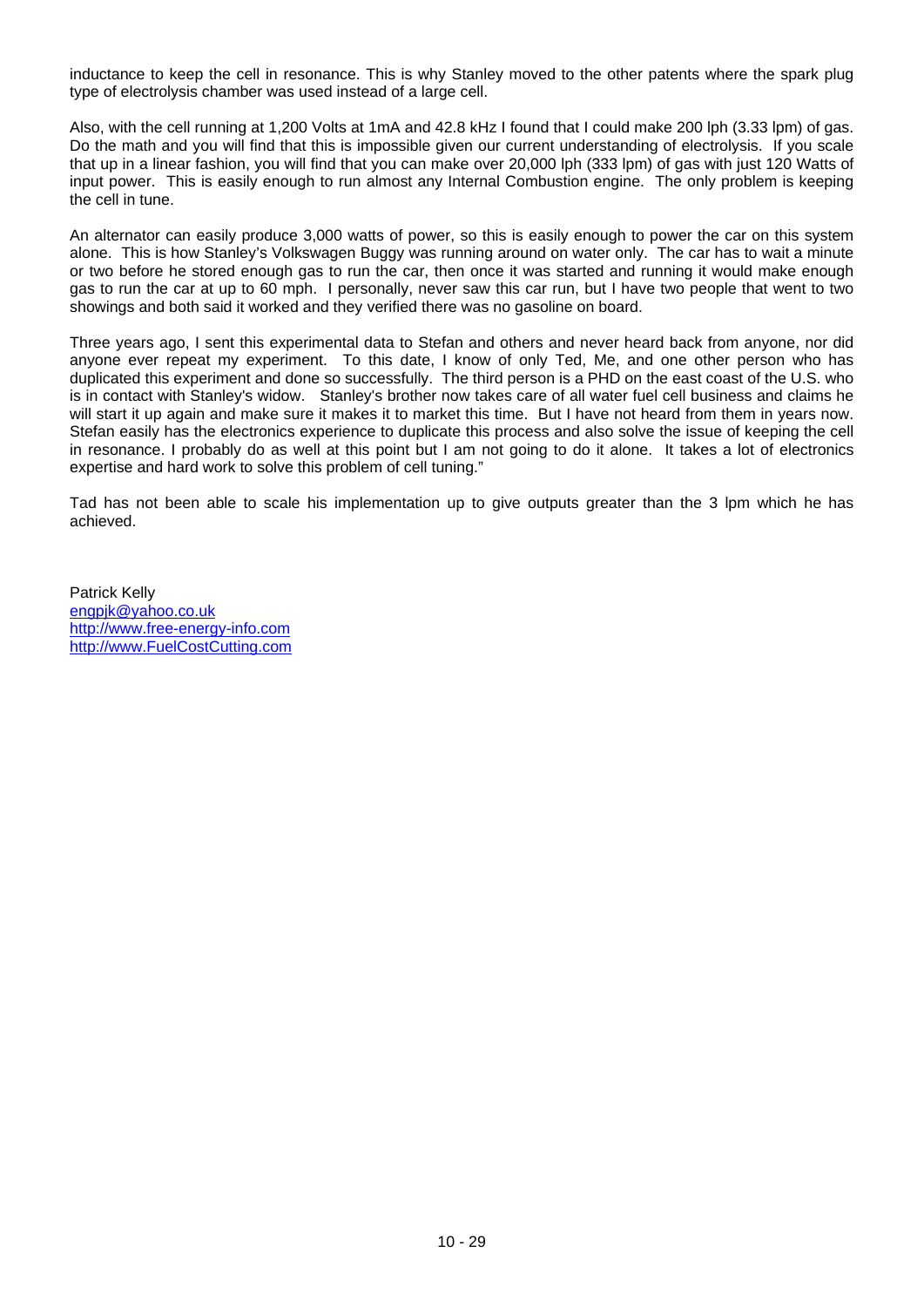inductance to keep the cell in resonance. This is why Stanley moved to the other patents where the spark plug type of electrolysis chamber was used instead of a large cell.

Also, with the cell running at 1,200 Volts at 1mA and 42.8 kHz I found that I could make 200 lph (3.33 lpm) of gas. Do the math and you will find that this is impossible given our current understanding of electrolysis. If you scale that up in a linear fashion, you will find that you can make over 20,000 lph (333 lpm) of gas with just 120 Watts of input power. This is easily enough to run almost any Internal Combustion engine. The only problem is keeping the cell in tune.

An alternator can easily produce 3,000 watts of power, so this is easily enough to power the car on this system alone. This is how Stanley's Volkswagen Buggy was running around on water only. The car has to wait a minute or two before he stored enough gas to run the car, then once it was started and running it would make enough gas to run the car at up to 60 mph. I personally, never saw this car run, but I have two people that went to two showings and both said it worked and they verified there was no gasoline on board.

Three years ago, I sent this experimental data to Stefan and others and never heard back from anyone, nor did anyone ever repeat my experiment. To this date, I know of only Ted, Me, and one other person who has duplicated this experiment and done so successfully. The third person is a PHD on the east coast of the U.S. who is in contact with Stanley's widow. Stanley's brother now takes care of all water fuel cell business and claims he will start it up again and make sure it makes it to market this time. But I have not heard from them in years now. Stefan easily has the electronics experience to duplicate this process and also solve the issue of keeping the cell in resonance. I probably do as well at this point but I am not going to do it alone. It takes a lot of electronics expertise and hard work to solve this problem of cell tuning."

Tad has not been able to scale his implementation up to give outputs greater than the 3 lpm which he has achieved.

Patrick Kelly
engpjk@yahoo.co.uk
http://www.free-energy-info.com
http://www.FuelCostCutting.com